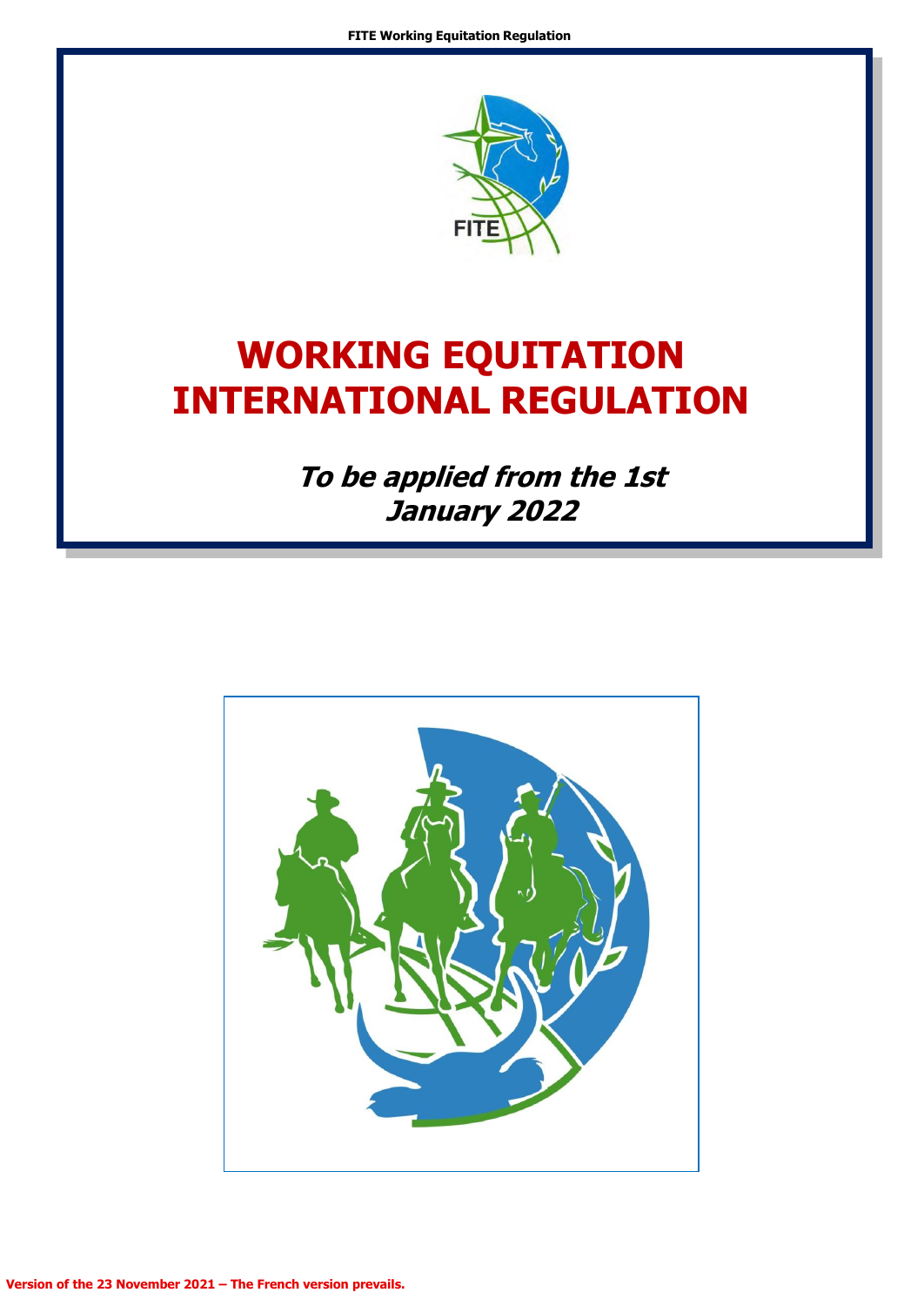# WORKING EQUITATION INTERNATIONAL REGULATION

***To be applied from the 1st January 2022***

**Version of the 23 November 2021 – The French version prevails.**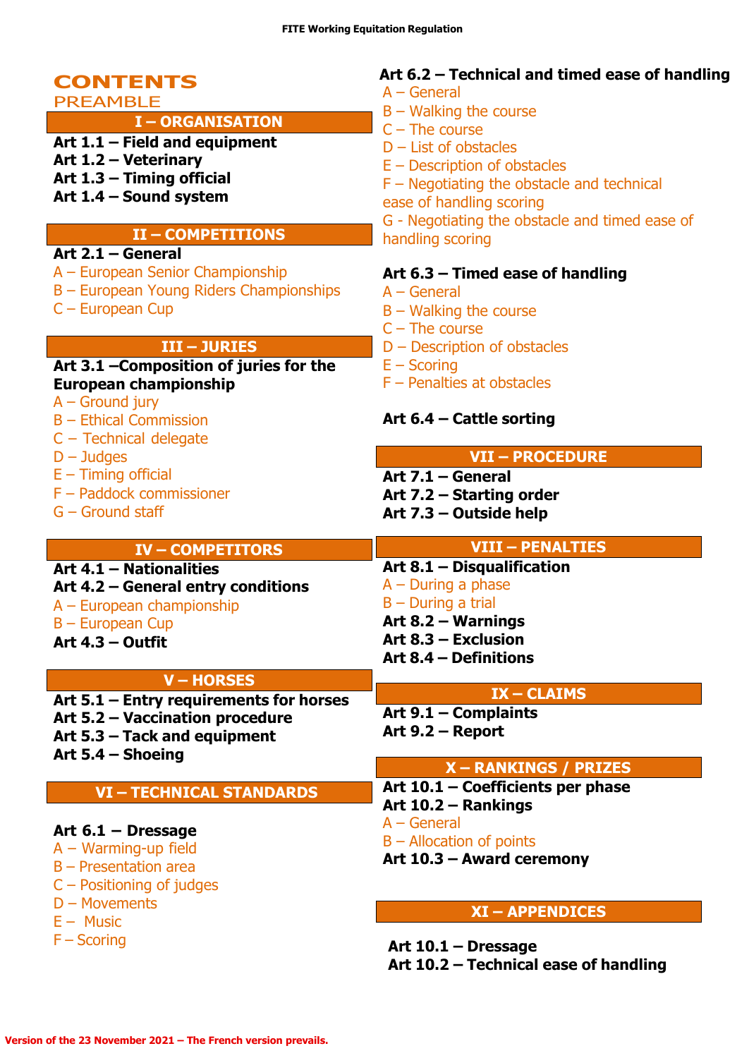# CONTENTS

## PREAMBLE

## I – ORGANISATION

**Art 1.1 – Field and equipment**
**Art 1.2 – Veterinary**
**Art 1.3 – Timing official**
**Art 1.4 – Sound system**

## II – COMPETITIONS

**Art 2.1 – General**
A – European Senior Championship
B – European Young Riders Championships
C – European Cup

## III – JURIES

**Art 3.1 –Composition of juries for the European championship**
A – Ground jury
B – Ethical Commission
C – Technical delegate
D – Judges
E – Timing official
F – Paddock commissioner
G – Ground staff

## IV – COMPETITORS

**Art 4.1 – Nationalities**
**Art 4.2 – General entry conditions**
A – European championship
B – European Cup
**Art 4.3 – Outfit**

## V – HORSES

**Art 5.1 – Entry requirements for horses**
**Art 5.2 – Vaccination procedure**
**Art 5.3 – Tack and equipment**
**Art 5.4 – Shoeing**

## VI – TECHNICAL STANDARDS

**Art 6.1 – Dressage**
A – Warming-up field
B – Presentation area
C – Positioning of judges
D – Movements
E – Music
F – Scoring

**Art 6.2 – Technical and timed ease of handling**
A – General
B – Walking the course
C – The course
D – List of obstacles
E – Description of obstacles
F – Negotiating the obstacle and technical ease of handling scoring
G - Negotiating the obstacle and timed ease of handling scoring

**Art 6.3 – Timed ease of handling**
A – General
B – Walking the course
C – The course
D – Description of obstacles
E – Scoring
F – Penalties at obstacles

**Art 6.4 – Cattle sorting**

## VII – PROCEDURE

**Art 7.1 – General**
**Art 7.2 – Starting order**
**Art 7.3 – Outside help**

## VIII – PENALTIES

**Art 8.1 – Disqualification**
A – During a phase
B – During a trial
**Art 8.2 – Warnings**
**Art 8.3 – Exclusion**
**Art 8.4 – Definitions**

## IX – CLAIMS

**Art 9.1 – Complaints**
**Art 9.2 – Report**

## X – RANKINGS / PRIZES

**Art 10.1 – Coefficients per phase**
**Art 10.2 – Rankings**
A – General
B – Allocation of points
**Art 10.3 – Award ceremony**

## XI – APPENDICES

**Art 10.1 – Dressage**
**Art 10.2 – Technical ease of handling**

Version of the 23 November 2021 – The French version prevails.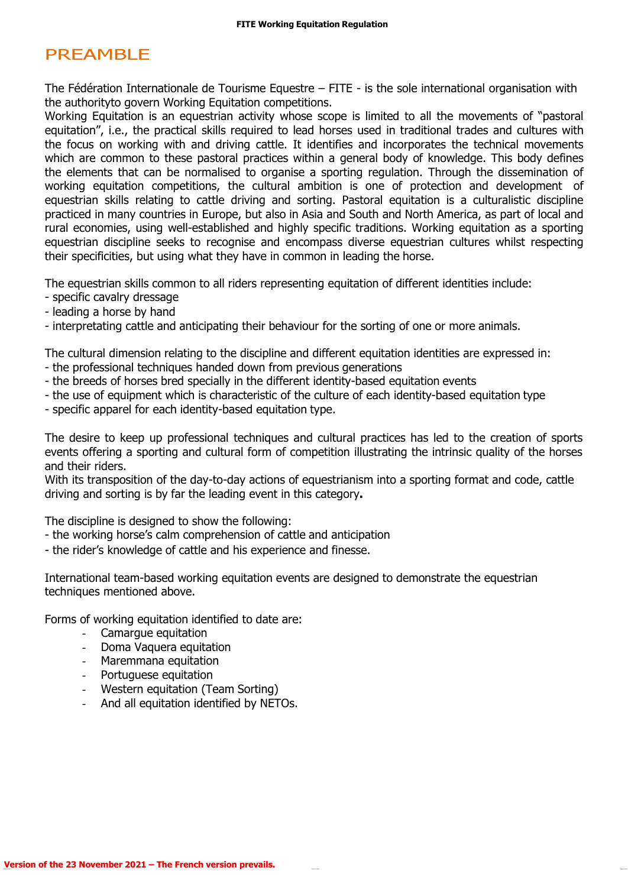# PREAMBLE

The Fédération Internationale de Tourisme Equestre – FITE - is the sole international organisation with the authorityto govern Working Equitation competitions.
Working Equitation is an equestrian activity whose scope is limited to all the movements of "pastoral equitation", i.e., the practical skills required to lead horses used in traditional trades and cultures with the focus on working with and driving cattle. It identifies and incorporates the technical movements which are common to these pastoral practices within a general body of knowledge. This body defines the elements that can be normalised to organise a sporting regulation. Through the dissemination of working equitation competitions, the cultural ambition is one of protection and development of equestrian skills relating to cattle driving and sorting. Pastoral equitation is a culturalistic discipline practiced in many countries in Europe, but also in Asia and South and North America, as part of local and rural economies, using well-established and highly specific traditions. Working equitation as a sporting equestrian discipline seeks to recognise and encompass diverse equestrian cultures whilst respecting their specificities, but using what they have in common in leading the horse.

The equestrian skills common to all riders representing equitation of different identities include:
- specific cavalry dressage
- leading a horse by hand
- interpretating cattle and anticipating their behaviour for the sorting of one or more animals.

The cultural dimension relating to the discipline and different equitation identities are expressed in:
- the professional techniques handed down from previous generations
- the breeds of horses bred specially in the different identity-based equitation events
- the use of equipment which is characteristic of the culture of each identity-based equitation type
- specific apparel for each identity-based equitation type.

The desire to keep up professional techniques and cultural practices has led to the creation of sports events offering a sporting and cultural form of competition illustrating the intrinsic quality of the horses and their riders.
With its transposition of the day-to-day actions of equestrianism into a sporting format and code, cattle driving and sorting is by far the leading event in this category.

The discipline is designed to show the following:
- the working horse's calm comprehension of cattle and anticipation
- the rider's knowledge of cattle and his experience and finesse.

International team-based working equitation events are designed to demonstrate the equestrian techniques mentioned above.

Forms of working equitation identified to date are:
- Camargue equitation
- Doma Vaquera equitation
- Maremmana equitation
- Portuguese equitation
- Western equitation (Team Sorting)
- And all equitation identified by NETOs.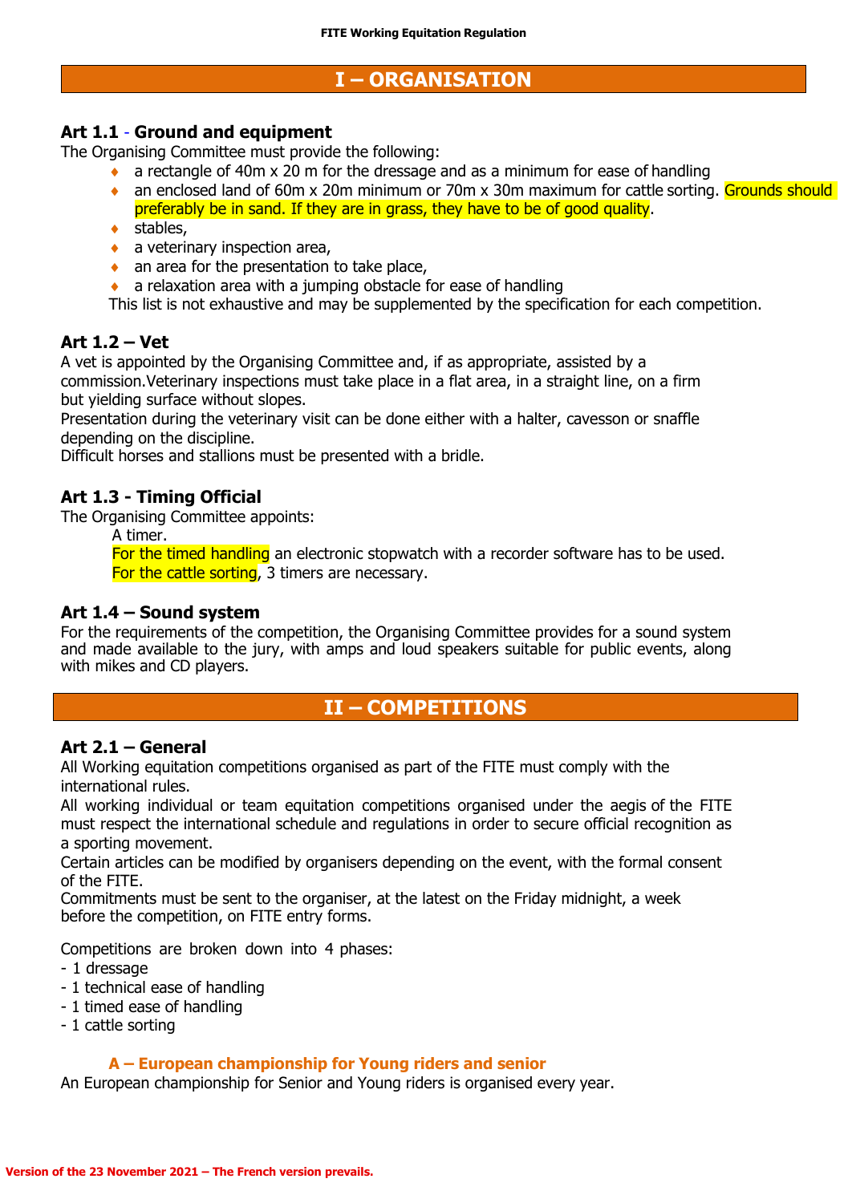# I – ORGANISATION

### Art 1.1 - Ground and equipment

The Organising Committee must provide the following:

- a rectangle of 40m x 20 m for the dressage and as a minimum for ease of handling
- an enclosed land of 60m x 20m minimum or 70m x 30m maximum for cattle sorting. Grounds should preferably be in sand. If they are in grass, they have to be of good quality.
- stables,
- a veterinary inspection area,
- an area for the presentation to take place,
- a relaxation area with a jumping obstacle for ease of handling

This list is not exhaustive and may be supplemented by the specification for each competition.

### Art 1.2 – Vet

A vet is appointed by the Organising Committee and, if as appropriate, assisted by a commission.Veterinary inspections must take place in a flat area, in a straight line, on a firm but yielding surface without slopes.
Presentation during the veterinary visit can be done either with a halter, cavesson or snaffle depending on the discipline.
Difficult horses and stallions must be presented with a bridle.

### Art 1.3 - Timing Official

The Organising Committee appoints:

A timer.
For the timed handling an electronic stopwatch with a recorder software has to be used.
For the cattle sorting, 3 timers are necessary.

### Art 1.4 – Sound system

For the requirements of the competition, the Organising Committee provides for a sound system and made available to the jury, with amps and loud speakers suitable for public events, along with mikes and CD players.

# II – COMPETITIONS

### Art 2.1 – General

All Working equitation competitions organised as part of the FITE must comply with the international rules.
All working individual or team equitation competitions organised under the aegis of the FITE must respect the international schedule and regulations in order to secure official recognition as a sporting movement.
Certain articles can be modified by organisers depending on the event, with the formal consent of the FITE.
Commitments must be sent to the organiser, at the latest on the Friday midnight, a week before the competition, on FITE entry forms.

Competitions are broken down into 4 phases:
- 1 dressage
- 1 technical ease of handling
- 1 timed ease of handling
- 1 cattle sorting

#### A – European championship for Young riders and senior

An European championship for Senior and Young riders is organised every year.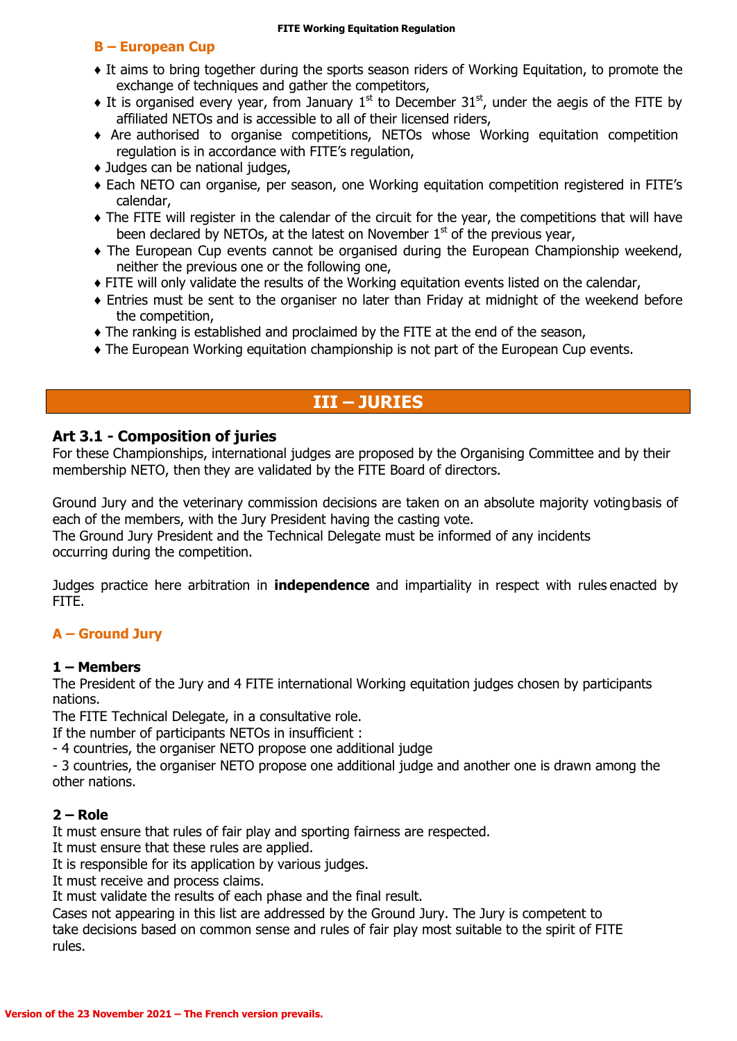### B – European Cup

- ♦ It aims to bring together during the sports season riders of Working Equitation, to promote the exchange of techniques and gather the competitors,
- ♦ It is organised every year, from January 1st to December 31st, under the aegis of the FITE by affiliated NETOs and is accessible to all of their licensed riders,
- ♦ Are authorised to organise competitions, NETOs whose Working equitation competition regulation is in accordance with FITE's regulation,
- ♦ Judges can be national judges,
- ♦ Each NETO can organise, per season, one Working equitation competition registered in FITE's calendar,
- ♦ The FITE will register in the calendar of the circuit for the year, the competitions that will have been declared by NETOs, at the latest on November 1st of the previous year,
- ♦ The European Cup events cannot be organised during the European Championship weekend, neither the previous one or the following one,
- ♦ FITE will only validate the results of the Working equitation events listed on the calendar,
- ♦ Entries must be sent to the organiser no later than Friday at midnight of the weekend before the competition,
- ♦ The ranking is established and proclaimed by the FITE at the end of the season,
- ♦ The European Working equitation championship is not part of the European Cup events.

# III – JURIES

## Art 3.1 - Composition of juries

For these Championships, international judges are proposed by the Organising Committee and by their membership NETO, then they are validated by the FITE Board of directors.

Ground Jury and the veterinary commission decisions are taken on an absolute majority voting basis of each of the members, with the Jury President having the casting vote.
The Ground Jury President and the Technical Delegate must be informed of any incidents occurring during the competition.

Judges practice here arbitration in **independence** and impartiality in respect with rules enacted by FITE.

### A – Ground Jury

#### 1 – Members

The President of the Jury and 4 FITE international Working equitation judges chosen by participants nations.
The FITE Technical Delegate, in a consultative role.
If the number of participants NETOs in insufficient :
- 4 countries, the organiser NETO propose one additional judge
- 3 countries, the organiser NETO propose one additional judge and another one is drawn among the other nations.

#### 2 – Role

It must ensure that rules of fair play and sporting fairness are respected.
It must ensure that these rules are applied.
It is responsible for its application by various judges.
It must receive and process claims.
It must validate the results of each phase and the final result.
Cases not appearing in this list are addressed by the Ground Jury. The Jury is competent to take decisions based on common sense and rules of fair play most suitable to the spirit of FITE rules.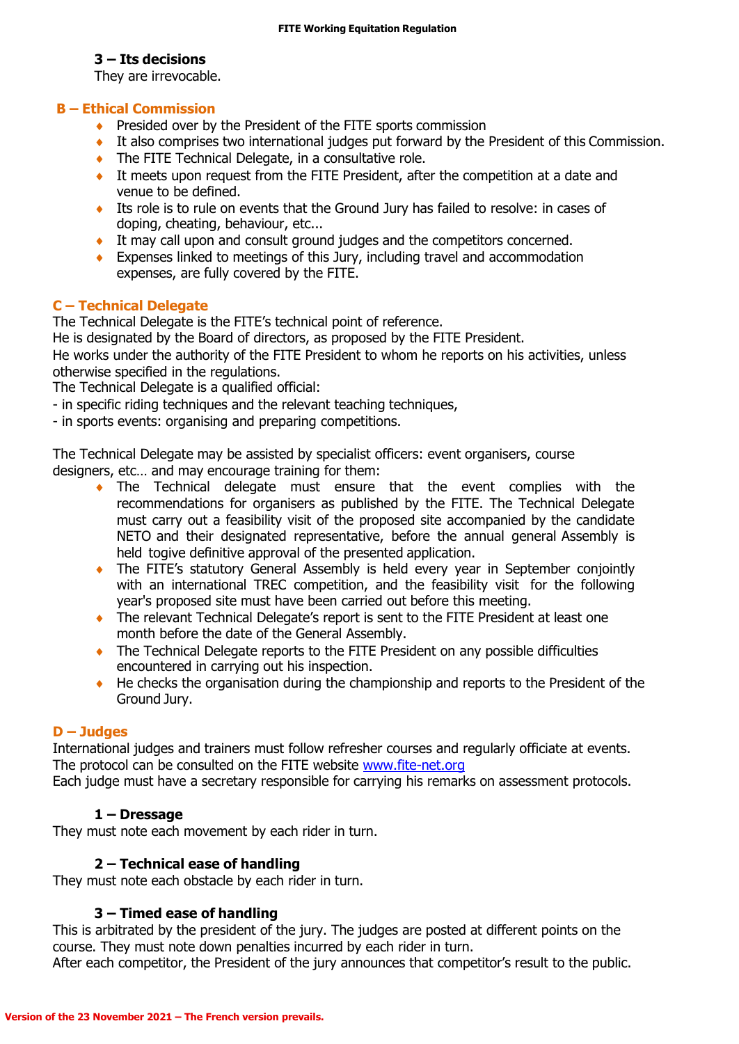**3 – Its decisions**

They are irrevocable.

## B – Ethical Commission

- Presided over by the President of the FITE sports commission
- It also comprises two international judges put forward by the President of this Commission.
- The FITE Technical Delegate, in a consultative role.
- It meets upon request from the FITE President, after the competition at a date and venue to be defined.
- Its role is to rule on events that the Ground Jury has failed to resolve: in cases of doping, cheating, behaviour, etc...
- It may call upon and consult ground judges and the competitors concerned.
- Expenses linked to meetings of this Jury, including travel and accommodation expenses, are fully covered by the FITE.

## C – Technical Delegate

The Technical Delegate is the FITE's technical point of reference.
He is designated by the Board of directors, as proposed by the FITE President.
He works under the authority of the FITE President to whom he reports on his activities, unless otherwise specified in the regulations.
The Technical Delegate is a qualified official:
- in specific riding techniques and the relevant teaching techniques,
- in sports events: organising and preparing competitions.

The Technical Delegate may be assisted by specialist officers: event organisers, course designers, etc… and may encourage training for them:

- The Technical delegate must ensure that the event complies with the recommendations for organisers as published by the FITE. The Technical Delegate must carry out a feasibility visit of the proposed site accompanied by the candidate NETO and their designated representative, before the annual general Assembly is held togive definitive approval of the presented application.
- The FITE's statutory General Assembly is held every year in September conjointly with an international TREC competition, and the feasibility visit for the following year's proposed site must have been carried out before this meeting.
- The relevant Technical Delegate's report is sent to the FITE President at least one month before the date of the General Assembly.
- The Technical Delegate reports to the FITE President on any possible difficulties encountered in carrying out his inspection.
- He checks the organisation during the championship and reports to the President of the Ground Jury.

## D – Judges

International judges and trainers must follow refresher courses and regularly officiate at events.
The protocol can be consulted on the FITE website www.fite-net.org
Each judge must have a secretary responsible for carrying his remarks on assessment protocols.

**1 – Dressage**

They must note each movement by each rider in turn.

**2 – Technical ease of handling**

They must note each obstacle by each rider in turn.

**3 – Timed ease of handling**

This is arbitrated by the president of the jury. The judges are posted at different points on the course. They must note down penalties incurred by each rider in turn.
After each competitor, the President of the jury announces that competitor's result to the public.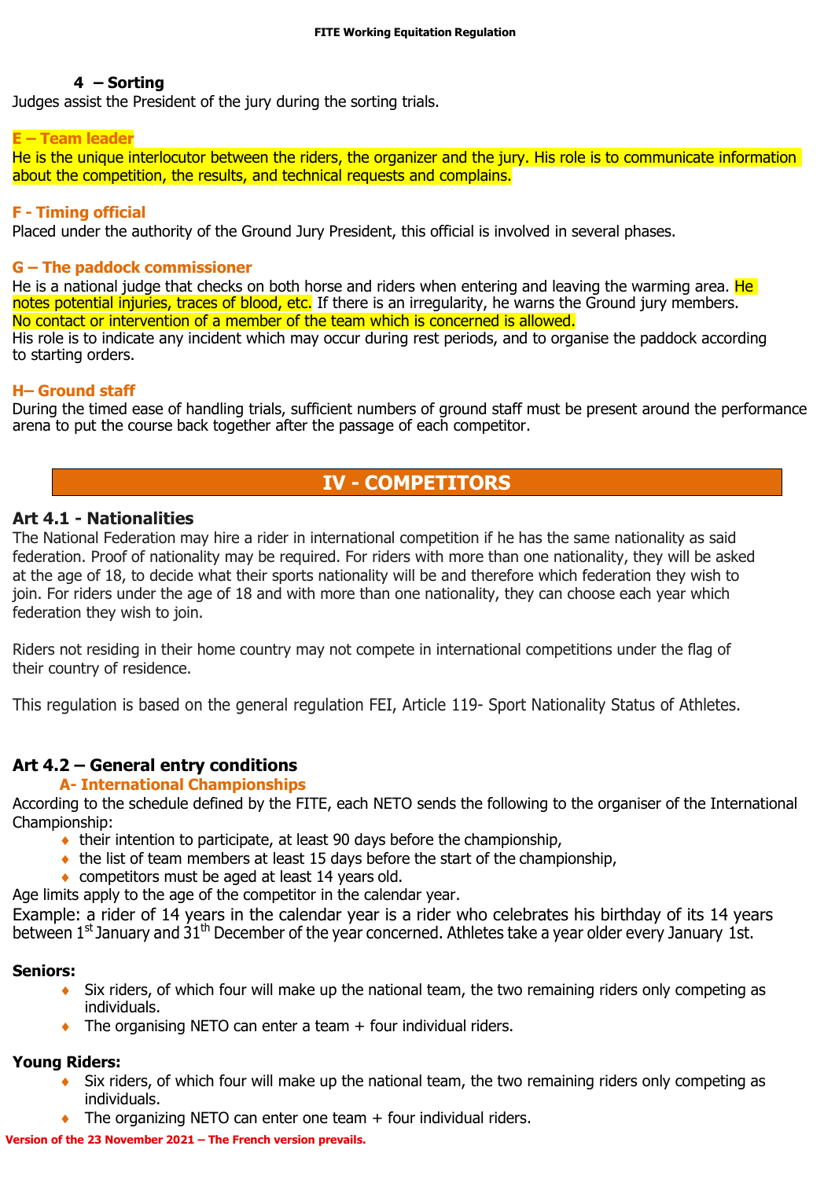#### 4 – Sorting

Judges assist the President of the jury during the sorting trials.

### E – Team leader

He is the unique interlocutor between the riders, the organizer and the jury. His role is to communicate information about the competition, the results, and technical requests and complains.

### F - Timing official

Placed under the authority of the Ground Jury President, this official is involved in several phases.

### G – The paddock commissioner

He is a national judge that checks on both horse and riders when entering and leaving the warming area. He notes potential injuries, traces of blood, etc. If there is an irregularity, he warns the Ground jury members.
No contact or intervention of a member of the team which is concerned is allowed.
His role is to indicate any incident which may occur during rest periods, and to organise the paddock according to starting orders.

### H– Ground staff

During the timed ease of handling trials, sufficient numbers of ground staff must be present around the performance arena to put the course back together after the passage of each competitor.

# IV - COMPETITORS

## Art 4.1 - Nationalities

The National Federation may hire a rider in international competition if he has the same nationality as said federation. Proof of nationality may be required. For riders with more than one nationality, they will be asked at the age of 18, to decide what their sports nationality will be and therefore which federation they wish to join. For riders under the age of 18 and with more than one nationality, they can choose each year which federation they wish to join.

Riders not residing in their home country may not compete in international competitions under the flag of their country of residence.

This regulation is based on the general regulation FEI, Article 119- Sport Nationality Status of Athletes.

## Art 4.2 – General entry conditions

### A- International Championships

According to the schedule defined by the FITE, each NETO sends the following to the organiser of the International Championship:

- their intention to participate, at least 90 days before the championship,
- the list of team members at least 15 days before the start of the championship,
- competitors must be aged at least 14 years old.

Age limits apply to the age of the competitor in the calendar year.
Example: a rider of 14 years in the calendar year is a rider who celebrates his birthday of its 14 years between 1st January and 31th December of the year concerned. Athletes take a year older every January 1st.

**Seniors:**

- Six riders, of which four will make up the national team, the two remaining riders only competing as individuals.
- The organising NETO can enter a team + four individual riders.

**Young Riders:**

- Six riders, of which four will make up the national team, the two remaining riders only competing as individuals.
- The organizing NETO can enter one team + four individual riders.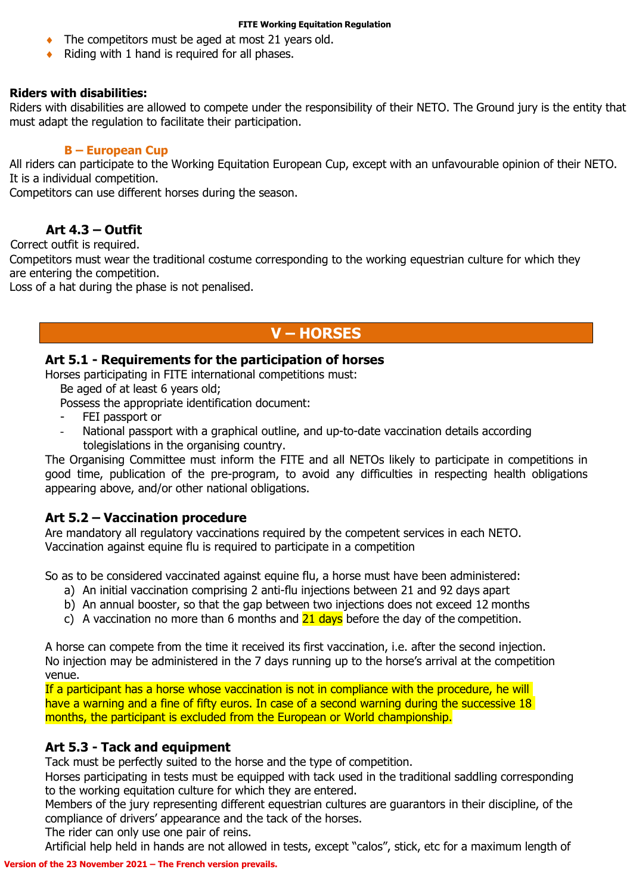- The competitors must be aged at most 21 years old.
- Riding with 1 hand is required for all phases.

**Riders with disabilities:**
Riders with disabilities are allowed to compete under the responsibility of their NETO. The Ground jury is the entity that must adapt the regulation to facilitate their participation.

### B – European Cup

All riders can participate to the Working Equitation European Cup, except with an unfavourable opinion of their NETO.
It is a individual competition.
Competitors can use different horses during the season.

### Art 4.3 – Outfit

Correct outfit is required.
Competitors must wear the traditional costume corresponding to the working equestrian culture for which they are entering the competition.
Loss of a hat during the phase is not penalised.

## V – HORSES

### Art 5.1 - Requirements for the participation of horses

Horses participating in FITE international competitions must:

Be aged of at least 6 years old;

Possess the appropriate identification document:

- FEI passport or
- National passport with a graphical outline, and up-to-date vaccination details according tolegislations in the organising country.

The Organising Committee must inform the FITE and all NETOs likely to participate in competitions in good time, publication of the pre-program, to avoid any difficulties in respecting health obligations appearing above, and/or other national obligations.

### Art 5.2 – Vaccination procedure

Are mandatory all regulatory vaccinations required by the competent services in each NETO.
Vaccination against equine flu is required to participate in a competition

So as to be considered vaccinated against equine flu, a horse must have been administered:

a) An initial vaccination comprising 2 anti-flu injections between 21 and 92 days apart
b) An annual booster, so that the gap between two injections does not exceed 12 months
c) A vaccination no more than 6 months and 21 days before the day of the competition.

A horse can compete from the time it received its first vaccination, i.e. after the second injection.
No injection may be administered in the 7 days running up to the horse's arrival at the competition venue.
If a participant has a horse whose vaccination is not in compliance with the procedure, he will have a warning and a fine of fifty euros. In case of a second warning during the successive 18 months, the participant is excluded from the European or World championship.

### Art 5.3 - Tack and equipment

Tack must be perfectly suited to the horse and the type of competition.
Horses participating in tests must be equipped with tack used in the traditional saddling corresponding to the working equitation culture for which they are entered.
Members of the jury representing different equestrian cultures are guarantors in their discipline, of the compliance of drivers' appearance and the tack of the horses.
The rider can only use one pair of reins.
Artificial help held in hands are not allowed in tests, except "calos", stick, etc for a maximum length of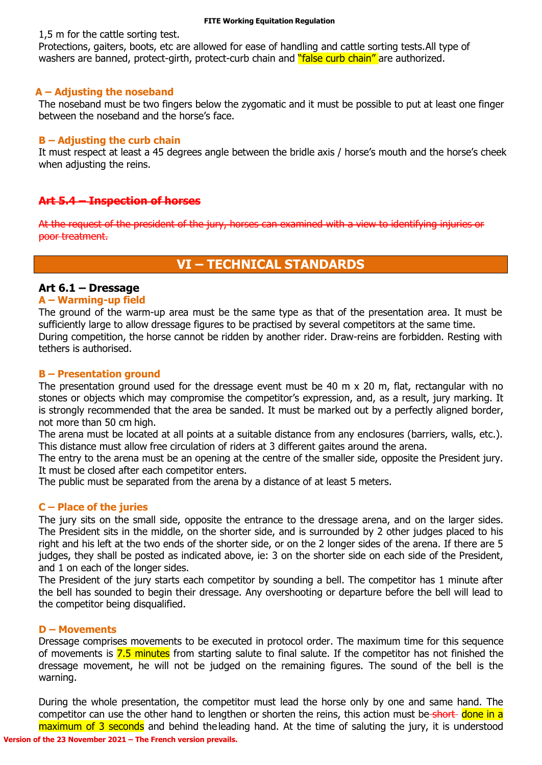1,5 m for the cattle sorting test.
Protections, gaiters, boots, etc are allowed for ease of handling and cattle sorting tests.All type of washers are banned, protect-girth, protect-curb chain and "false curb chain" are authorized.

#### A – Adjusting the noseband

The noseband must be two fingers below the zygomatic and it must be possible to put at least one finger between the noseband and the horse's face.

#### B – Adjusting the curb chain

It must respect at least a 45 degrees angle between the bridle axis / horse's mouth and the horse's cheek when adjusting the reins.

### ~~Art 5.4 – Inspection of horses~~

~~At the request of the president of the jury, horses can examined with a view to identifying injuries or poor treatment.~~

## VI – TECHNICAL STANDARDS

### Art 6.1 – Dressage

#### A – Warming-up field

The ground of the warm-up area must be the same type as that of the presentation area. It must be sufficiently large to allow dressage figures to be practised by several competitors at the same time.
During competition, the horse cannot be ridden by another rider. Draw-reins are forbidden. Resting with tethers is authorised.

#### B – Presentation ground

The presentation ground used for the dressage event must be 40 m x 20 m, flat, rectangular with no stones or objects which may compromise the competitor's expression, and, as a result, jury marking. It is strongly recommended that the area be sanded. It must be marked out by a perfectly aligned border, not more than 50 cm high.
The arena must be located at all points at a suitable distance from any enclosures (barriers, walls, etc.). This distance must allow free circulation of riders at 3 different gaites around the arena.
The entry to the arena must be an opening at the centre of the smaller side, opposite the President jury. It must be closed after each competitor enters.
The public must be separated from the arena by a distance of at least 5 meters.

#### C – Place of the juries

The jury sits on the small side, opposite the entrance to the dressage arena, and on the larger sides. The President sits in the middle, on the shorter side, and is surrounded by 2 other judges placed to his right and his left at the two ends of the shorter side, or on the 2 longer sides of the arena. If there are 5 judges, they shall be posted as indicated above, ie: 3 on the shorter side on each side of the President, and 1 on each of the longer sides.
The President of the jury starts each competitor by sounding a bell. The competitor has 1 minute after the bell has sounded to begin their dressage. Any overshooting or departure before the bell will lead to the competitor being disqualified.

#### D – Movements

Dressage comprises movements to be executed in protocol order. The maximum time for this sequence of movements is 7.5 minutes from starting salute to final salute. If the competitor has not finished the dressage movement, he will not be judged on the remaining figures. The sound of the bell is the warning.

During the whole presentation, the competitor must lead the horse only by one and same hand. The competitor can use the other hand to lengthen or shorten the reins, this action must be ~~short~~ done in a maximum of 3 seconds and behind the leading hand. At the time of saluting the jury, it is understood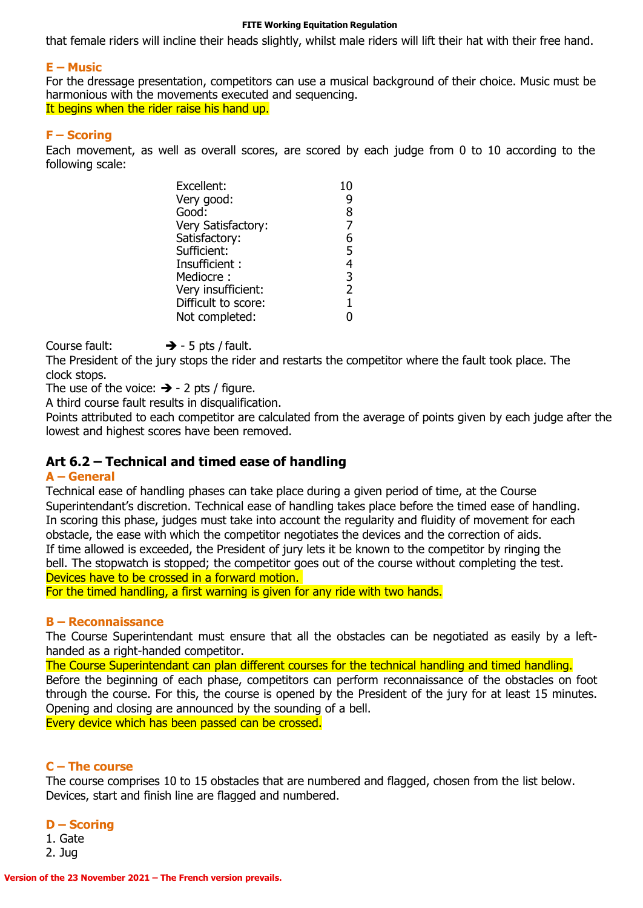that female riders will incline their heads slightly, whilst male riders will lift their hat with their free hand.

### E – Music

For the dressage presentation, competitors can use a musical background of their choice. Music must be harmonious with the movements executed and sequencing.
It begins when the rider raise his hand up.

### F – Scoring

Each movement, as well as overall scores, are scored by each judge from 0 to 10 according to the following scale:

| | |
|---|---|
| Excellent: | 10 |
| Very good: | 9 |
| Good: | 8 |
| Very Satisfactory: | 7 |
| Satisfactory: | 6 |
| Sufficient: | 5 |
| Insufficient : | 4 |
| Mediocre : | 3 |
| Very insufficient: | 2 |
| Difficult to score: | 1 |
| Not completed: | 0 |

Course fault: ➔ - 5 pts / fault.
The President of the jury stops the rider and restarts the competitor where the fault took place. The clock stops.
The use of the voice: ➔ - 2 pts / figure.
A third course fault results in disqualification.
Points attributed to each competitor are calculated from the average of points given by each judge after the lowest and highest scores have been removed.

## Art 6.2 – Technical and timed ease of handling

### A – General

Technical ease of handling phases can take place during a given period of time, at the Course Superintendant's discretion. Technical ease of handling takes place before the timed ease of handling.
In scoring this phase, judges must take into account the regularity and fluidity of movement for each obstacle, the ease with which the competitor negotiates the devices and the correction of aids.
If time allowed is exceeded, the President of jury lets it be known to the competitor by ringing the bell. The stopwatch is stopped; the competitor goes out of the course without completing the test.
Devices have to be crossed in a forward motion.
For the timed handling, a first warning is given for any ride with two hands.

### B – Reconnaissance

The Course Superintendant must ensure that all the obstacles can be negotiated as easily by a left-handed as a right-handed competitor.
The Course Superintendant can plan different courses for the technical handling and timed handling.
Before the beginning of each phase, competitors can perform reconnaissance of the obstacles on foot through the course. For this, the course is opened by the President of the jury for at least 15 minutes. Opening and closing are announced by the sounding of a bell.
Every device which has been passed can be crossed.

### C – The course

The course comprises 10 to 15 obstacles that are numbered and flagged, chosen from the list below. Devices, start and finish line are flagged and numbered.

### D – Scoring

1. Gate
2. Jug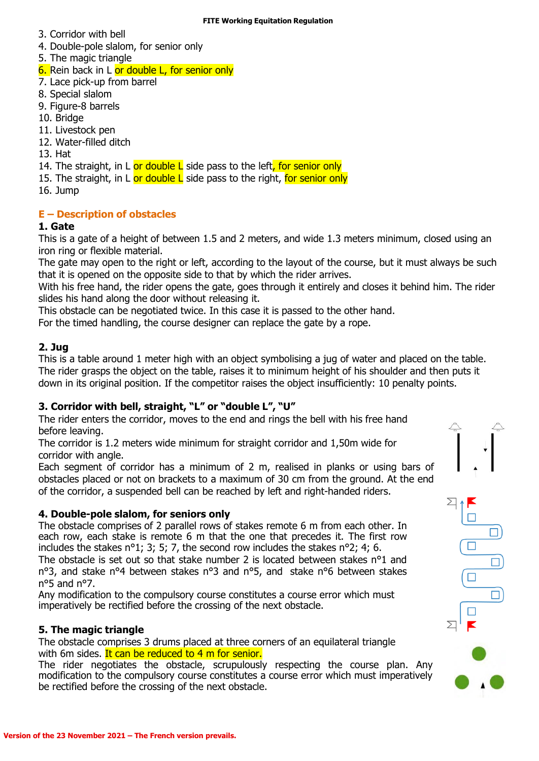3. Corridor with bell
4. Double-pole slalom, for senior only
5. The magic triangle
6. Rein back in L or double L, for senior only
7. Lace pick-up from barrel
8. Special slalom
9. Figure-8 barrels
10. Bridge
11. Livestock pen
12. Water-filled ditch
13. Hat
14. The straight, in L or double L side pass to the left, for senior only
15. The straight, in L or double L side pass to the right, for senior only
16. Jump

## E – Description of obstacles

### 1. Gate

This is a gate of a height of between 1.5 and 2 meters, and wide 1.3 meters minimum, closed using an iron ring or flexible material.

The gate may open to the right or left, according to the layout of the course, but it must always be such that it is opened on the opposite side to that by which the rider arrives.

With his free hand, the rider opens the gate, goes through it entirely and closes it behind him. The rider slides his hand along the door without releasing it.

This obstacle can be negotiated twice. In this case it is passed to the other hand.

For the timed handling, the course designer can replace the gate by a rope.

### 2. Jug

This is a table around 1 meter high with an object symbolising a jug of water and placed on the table. The rider grasps the object on the table, raises it to minimum height of his shoulder and then puts it down in its original position. If the competitor raises the object insufficiently: 10 penalty points.

### 3. Corridor with bell, straight, "L" or "double L", "U"

The rider enters the corridor, moves to the end and rings the bell with his free hand before leaving.

The corridor is 1.2 meters wide minimum for straight corridor and 1,50m wide for corridor with angle.

Each segment of corridor has a minimum of 2 m, realised in planks or using bars of obstacles placed or not on brackets to a maximum of 30 cm from the ground. At the end of the corridor, a suspended bell can be reached by left and right-handed riders.

### 4. Double-pole slalom, for seniors only

The obstacle comprises of 2 parallel rows of stakes remote 6 m from each other. In each row, each stake is remote 6 m that the one that precedes it. The first row includes the stakes n°1; 3; 5; 7, the second row includes the stakes n°2; 4; 6.

The obstacle is set out so that stake number 2 is located between stakes n°1 and n°3, and stake n°4 between stakes n°3 and n°5, and stake n°6 between stakes n°5 and n°7.

Any modification to the compulsory course constitutes a course error which must imperatively be rectified before the crossing of the next obstacle.

### 5. The magic triangle

The obstacle comprises 3 drums placed at three corners of an equilateral triangle with 6m sides. It can be reduced to 4 m for senior.

The rider negotiates the obstacle, scrupulously respecting the course plan. Any modification to the compulsory course constitutes a course error which must imperatively be rectified before the crossing of the next obstacle.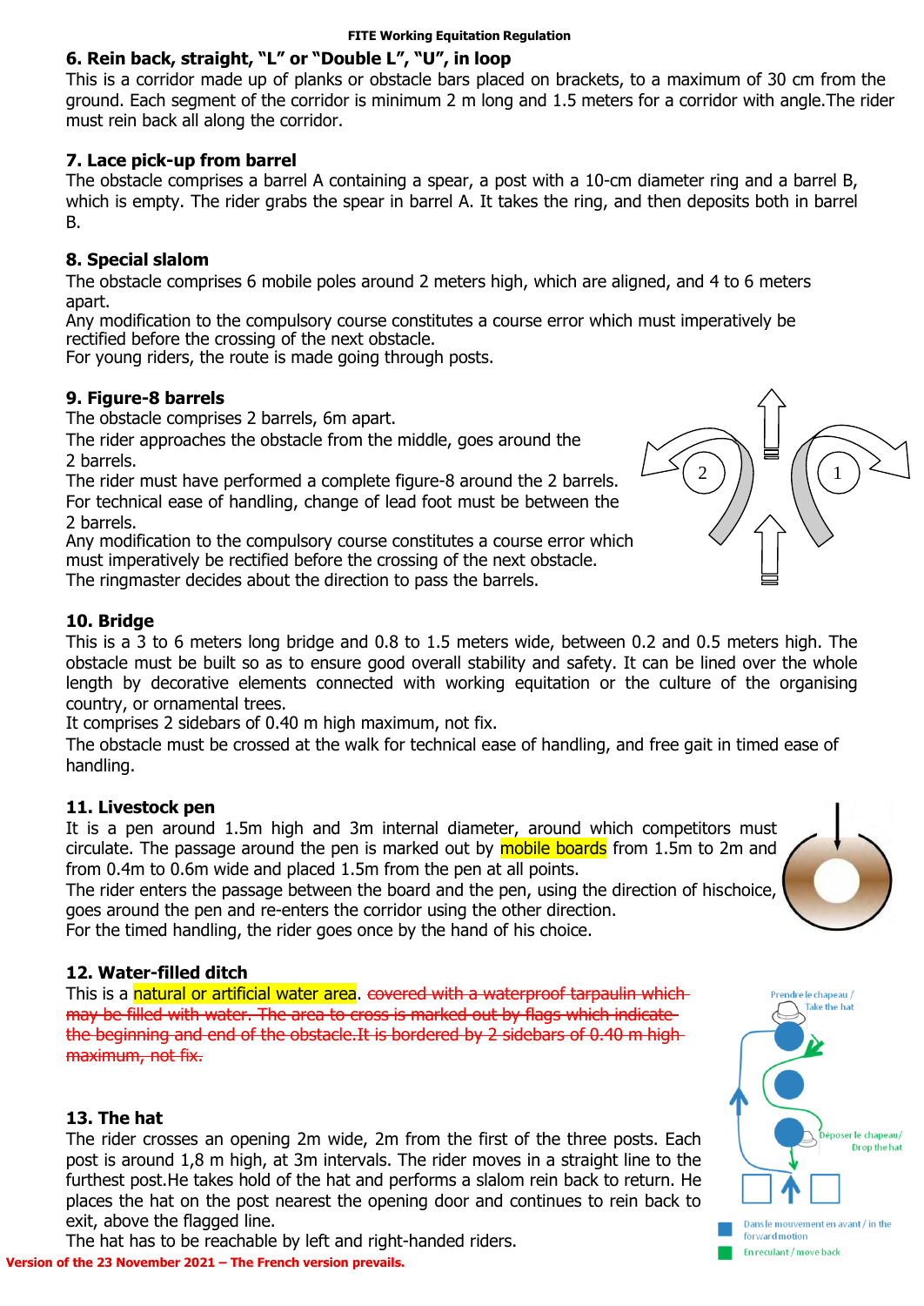## 6. Rein back, straight, "L" or "Double L", "U", in loop

This is a corridor made up of planks or obstacle bars placed on brackets, to a maximum of 30 cm from the ground. Each segment of the corridor is minimum 2 m long and 1.5 meters for a corridor with angle.The rider must rein back all along the corridor.

## 7. Lace pick-up from barrel

The obstacle comprises a barrel A containing a spear, a post with a 10-cm diameter ring and a barrel B, which is empty. The rider grabs the spear in barrel A. It takes the ring, and then deposits both in barrel B.

## 8. Special slalom

The obstacle comprises 6 mobile poles around 2 meters high, which are aligned, and 4 to 6 meters apart.
Any modification to the compulsory course constitutes a course error which must imperatively be rectified before the crossing of the next obstacle.
For young riders, the route is made going through posts.

## 9. Figure-8 barrels

The obstacle comprises 2 barrels, 6m apart.
The rider approaches the obstacle from the middle, goes around the 2 barrels.
The rider must have performed a complete figure-8 around the 2 barrels.
For technical ease of handling, change of lead foot must be between the 2 barrels.
Any modification to the compulsory course constitutes a course error which must imperatively be rectified before the crossing of the next obstacle.
The ringmaster decides about the direction to pass the barrels.

## 10. Bridge

This is a 3 to 6 meters long bridge and 0.8 to 1.5 meters wide, between 0.2 and 0.5 meters high. The obstacle must be built so as to ensure good overall stability and safety. It can be lined over the whole length by decorative elements connected with working equitation or the culture of the organising country, or ornamental trees.
It comprises 2 sidebars of 0.40 m high maximum, not fix.
The obstacle must be crossed at the walk for technical ease of handling, and free gait in timed ease of handling.

## 11. Livestock pen

It is a pen around 1.5m high and 3m internal diameter, around which competitors must circulate. The passage around the pen is marked out by mobile boards from 1.5m to 2m and from 0.4m to 0.6m wide and placed 1.5m from the pen at all points.
The rider enters the passage between the board and the pen, using the direction of hischoice, goes around the pen and re-enters the corridor using the other direction.
For the timed handling, the rider goes once by the hand of his choice.

## 12. Water-filled ditch

This is a natural or artificial water area. ~~covered with a waterproof tarpaulin which may be filled with water. The area to cross is marked out by flags which indicate the beginning and end of the obstacle.It is bordered by 2 sidebars of 0.40 m high maximum, not fix.~~

## 13. The hat

The rider crosses an opening 2m wide, 2m from the first of the three posts. Each post is around 1,8 m high, at 3m intervals. The rider moves in a straight line to the furthest post.He takes hold of the hat and performs a slalom rein back to return. He places the hat on the post nearest the opening door and continues to rein back to exit, above the flagged line.
The hat has to be reachable by left and right-handed riders.

Prendre le chapeau / Take the hat
Déposer le chapeau / Drop the hat
Dans le mouvement en avant / in the forward motion
En reculant / move back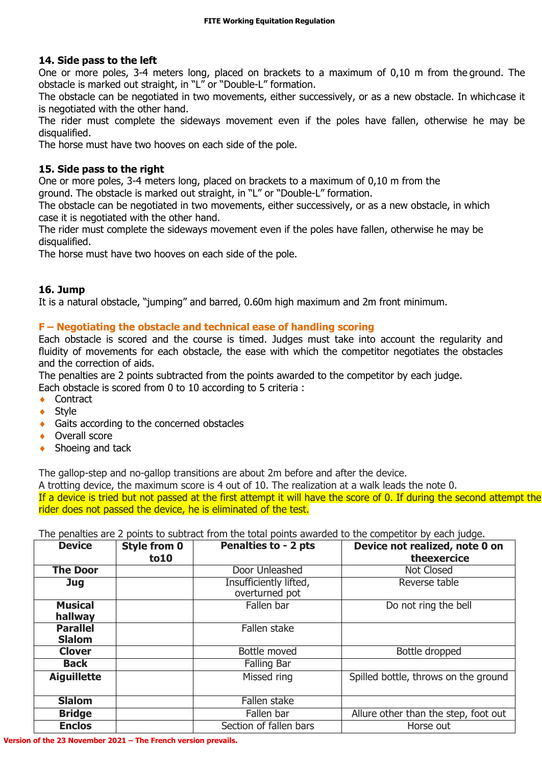### 14. Side pass to the left

One or more poles, 3-4 meters long, placed on brackets to a maximum of 0,10 m from the ground. The obstacle is marked out straight, in "L" or "Double-L" formation.

The obstacle can be negotiated in two movements, either successively, or as a new obstacle. In whichcase it is negotiated with the other hand.

The rider must complete the sideways movement even if the poles have fallen, otherwise he may be disqualified.

The horse must have two hooves on each side of the pole.

### 15. Side pass to the right

One or more poles, 3-4 meters long, placed on brackets to a maximum of 0,10 m from the ground. The obstacle is marked out straight, in "L" or "Double-L" formation.

The obstacle can be negotiated in two movements, either successively, or as a new obstacle, in which case it is negotiated with the other hand.

The rider must complete the sideways movement even if the poles have fallen, otherwise he may be disqualified.

The horse must have two hooves on each side of the pole.

### 16. Jump

It is a natural obstacle, "jumping" and barred, 0.60m high maximum and 2m front minimum.

## F – Negotiating the obstacle and technical ease of handling scoring

Each obstacle is scored and the course is timed. Judges must take into account the regularity and fluidity of movements for each obstacle, the ease with which the competitor negotiates the obstacles and the correction of aids.

The penalties are 2 points subtracted from the points awarded to the competitor by each judge.

Each obstacle is scored from 0 to 10 according to 5 criteria :

- Contract
- Style
- Gaits according to the concerned obstacles
- Overall score
- Shoeing and tack

The gallop-step and no-gallop transitions are about 2m before and after the device.

A trotting device, the maximum score is 4 out of 10. The realization at a walk leads the note 0.

If a device is tried but not passed at the first attempt it will have the score of 0. If during the second attempt the rider does not passed the device, he is eliminated of the test.

The penalties are 2 points to subtract from the total points awarded to the competitor by each judge.

| Device | Style from 0 to10 | Penalties to - 2 pts | Device not realized, note 0 on theexercice |
|---|---|---|---|
| The Door | | Door Unleashed | Not Closed |
| Jug | | Insufficiently lifted, overturned pot | Reverse table |
| Musical hallway | | Fallen bar | Do not ring the bell |
| Parallel Slalom | | Fallen stake | |
| Clover | | Bottle moved | Bottle dropped |
| Back | | Falling Bar | |
| Aiguillette | | Missed ring | Spilled bottle, throws on the ground |
| Slalom | | Fallen stake | |
| Bridge | | Fallen bar | Allure other than the step, foot out |
| Enclos | | Section of fallen bars | Horse out |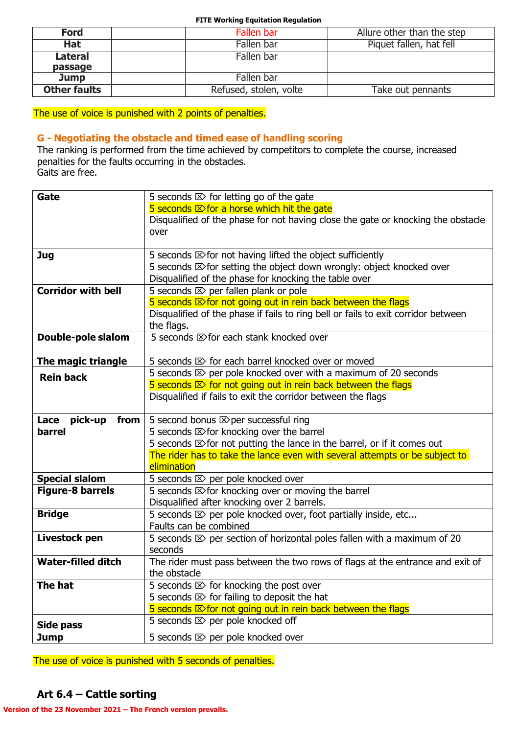| | | | |
|---|---|---|---|
| **Ford** | | ~~Fallen bar~~ | Allure other than the step |
| **Hat** | | Fallen bar | Piquet fallen, hat fell |
| **Lateral passage** | | Fallen bar | |
| **Jump** | | Fallen bar | |
| **Other faults** | | Refused, stolen, volte | Take out pennants |

The use of voice is punished with 2 points of penalties.

## G - Negotiating the obstacle and timed ease of handling scoring

The ranking is performed from the time achieved by competitors to complete the course, increased penalties for the faults occurring in the obstacles.
Gaits are free.

| | |
|---|---|
| **Gate** | 5 seconds ⌦ for letting go of the gate<br>5 seconds ⌦ for a horse which hit the gate<br>Disqualified of the phase for not having close the gate or knocking the obstacle over |
| **Jug** | 5 seconds ⌦ for not having lifted the object sufficiently<br>5 seconds ⌦ for setting the object down wrongly: object knocked over<br>Disqualified of the phase for knocking the table over |
| **Corridor with bell** | 5 seconds ⌦ per fallen plank or pole<br>5 seconds ⌦ for not going out in rein back between the flags<br>Disqualified of the phase if fails to ring bell or fails to exit corridor between the flags. |
| **Double-pole slalom** | 5 seconds ⌦ for each stank knocked over |
| **The magic triangle** | 5 seconds ⌦ for each barrel knocked over or moved |
| **Rein back** | 5 seconds ⌦ per pole knocked over with a maximum of 20 seconds<br>5 seconds ⌦ for not going out in rein back between the flags<br>Disqualified if fails to exit the corridor between the flags |
| **Lace pick-up from barrel** | 5 second bonus ⌦ per successful ring<br>5 seconds ⌦ for knocking over the barrel<br>5 seconds ⌦ for not putting the lance in the barrel, or if it comes out<br>The rider has to take the lance even with several attempts or be subject to elimination |
| **Special slalom** | 5 seconds ⌦ per pole knocked over |
| **Figure-8 barrels** | 5 seconds ⌦ for knocking over or moving the barrel<br>Disqualified after knocking over 2 barrels. |
| **Bridge** | 5 seconds ⌦ per pole knocked over, foot partially inside, etc...<br>Faults can be combined |
| **Livestock pen** | 5 seconds ⌦ per section of horizontal poles fallen with a maximum of 20 seconds |
| **Water-filled ditch** | The rider must pass between the two rows of flags at the entrance and exit of the obstacle |
| **The hat** | 5 seconds ⌦ for knocking the post over<br>5 seconds ⌦ for failing to deposit the hat<br>5 seconds ⌦ for not going out in rein back between the flags |
| **Side pass** | 5 seconds ⌦ per pole knocked off |
| **Jump** | 5 seconds ⌦ per pole knocked over |

The use of voice is punished with 5 seconds of penalties.

## Art 6.4 – Cattle sorting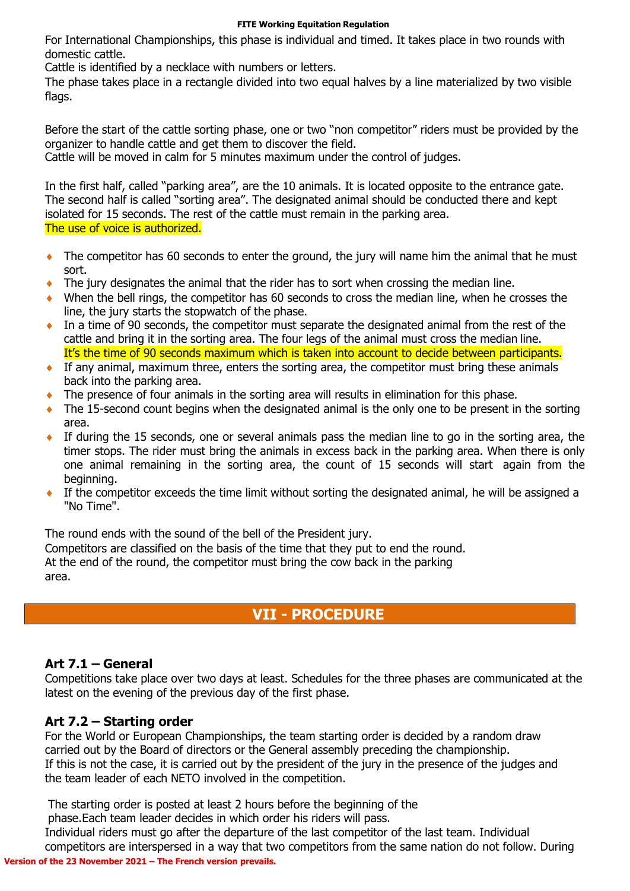For International Championships, this phase is individual and timed. It takes place in two rounds with domestic cattle.
Cattle is identified by a necklace with numbers or letters.
The phase takes place in a rectangle divided into two equal halves by a line materialized by two visible flags.

Before the start of the cattle sorting phase, one or two "non competitor" riders must be provided by the organizer to handle cattle and get them to discover the field.
Cattle will be moved in calm for 5 minutes maximum under the control of judges.

In the first half, called "parking area", are the 10 animals. It is located opposite to the entrance gate. The second half is called "sorting area". The designated animal should be conducted there and kept isolated for 15 seconds. The rest of the cattle must remain in the parking area.
The use of voice is authorized.

- The competitor has 60 seconds to enter the ground, the jury will name him the animal that he must sort.
- The jury designates the animal that the rider has to sort when crossing the median line.
- When the bell rings, the competitor has 60 seconds to cross the median line, when he crosses the line, the jury starts the stopwatch of the phase.
- In a time of 90 seconds, the competitor must separate the designated animal from the rest of the cattle and bring it in the sorting area. The four legs of the animal must cross the median line. It's the time of 90 seconds maximum which is taken into account to decide between participants.
- If any animal, maximum three, enters the sorting area, the competitor must bring these animals back into the parking area.
- The presence of four animals in the sorting area will results in elimination for this phase.
- The 15-second count begins when the designated animal is the only one to be present in the sorting area.
- If during the 15 seconds, one or several animals pass the median line to go in the sorting area, the timer stops. The rider must bring the animals in excess back in the parking area. When there is only one animal remaining in the sorting area, the count of 15 seconds will start again from the beginning.
- If the competitor exceeds the time limit without sorting the designated animal, he will be assigned a "No Time".

The round ends with the sound of the bell of the President jury.
Competitors are classified on the basis of the time that they put to end the round.
At the end of the round, the competitor must bring the cow back in the parking area.

# VII - PROCEDURE

## Art 7.1 – General

Competitions take place over two days at least. Schedules for the three phases are communicated at the latest on the evening of the previous day of the first phase.

## Art 7.2 – Starting order

For the World or European Championships, the team starting order is decided by a random draw carried out by the Board of directors or the General assembly preceding the championship.
If this is not the case, it is carried out by the president of the jury in the presence of the judges and the team leader of each NETO involved in the competition.

The starting order is posted at least 2 hours before the beginning of the phase.Each team leader decides in which order his riders will pass.
Individual riders must go after the departure of the last competitor of the last team. Individual competitors are interspersed in a way that two competitors from the same nation do not follow. During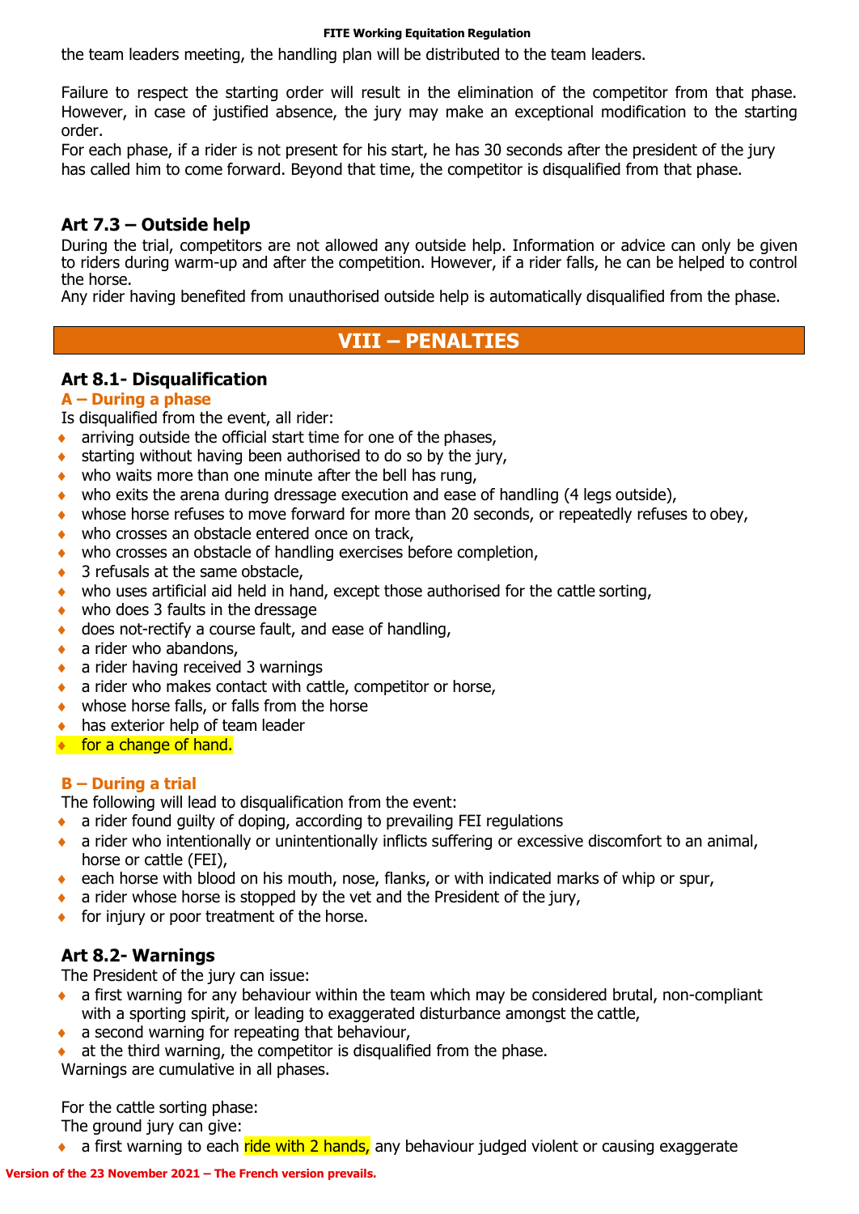the team leaders meeting, the handling plan will be distributed to the team leaders.

Failure to respect the starting order will result in the elimination of the competitor from that phase. However, in case of justified absence, the jury may make an exceptional modification to the starting order.
For each phase, if a rider is not present for his start, he has 30 seconds after the president of the jury has called him to come forward. Beyond that time, the competitor is disqualified from that phase.

### Art 7.3 – Outside help

During the trial, competitors are not allowed any outside help. Information or advice can only be given to riders during warm-up and after the competition. However, if a rider falls, he can be helped to control the horse.
Any rider having benefited from unauthorised outside help is automatically disqualified from the phase.

## VIII – PENALTIES

### Art 8.1- Disqualification

#### A – During a phase

Is disqualified from the event, all rider:

- arriving outside the official start time for one of the phases,
- starting without having been authorised to do so by the jury,
- who waits more than one minute after the bell has rung,
- who exits the arena during dressage execution and ease of handling (4 legs outside),
- whose horse refuses to move forward for more than 20 seconds, or repeatedly refuses to obey,
- who crosses an obstacle entered once on track,
- who crosses an obstacle of handling exercises before completion,
- 3 refusals at the same obstacle,
- who uses artificial aid held in hand, except those authorised for the cattle sorting,
- who does 3 faults in the dressage
- does not-rectify a course fault, and ease of handling,
- a rider who abandons,
- a rider having received 3 warnings
- a rider who makes contact with cattle, competitor or horse,
- whose horse falls, or falls from the horse
- has exterior help of team leader
- for a change of hand.

#### B – During a trial

The following will lead to disqualification from the event:

- a rider found guilty of doping, according to prevailing FEI regulations
- a rider who intentionally or unintentionally inflicts suffering or excessive discomfort to an animal, horse or cattle (FEI),
- each horse with blood on his mouth, nose, flanks, or with indicated marks of whip or spur,
- a rider whose horse is stopped by the vet and the President of the jury,
- for injury or poor treatment of the horse.

### Art 8.2- Warnings

The President of the jury can issue:

- a first warning for any behaviour within the team which may be considered brutal, non-compliant with a sporting spirit, or leading to exaggerated disturbance amongst the cattle,
- a second warning for repeating that behaviour,
- at the third warning, the competitor is disqualified from the phase.

Warnings are cumulative in all phases.

For the cattle sorting phase:
The ground jury can give:

- a first warning to each ride with 2 hands, any behaviour judged violent or causing exaggerate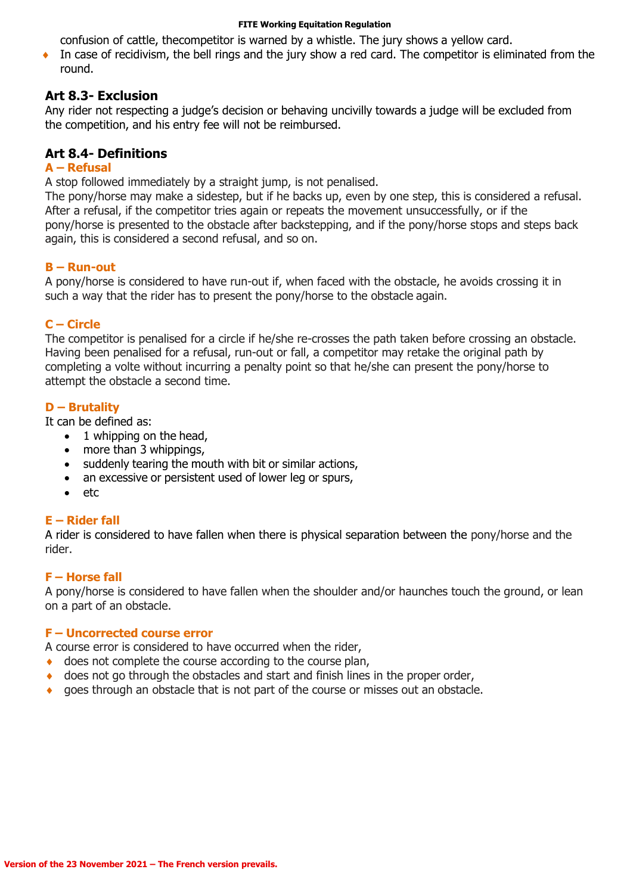confusion of cattle, thecompetitor is warned by a whistle. The jury shows a yellow card.

- In case of recidivism, the bell rings and the jury show a red card. The competitor is eliminated from the round.

## Art 8.3- Exclusion

Any rider not respecting a judge's decision or behaving uncivilly towards a judge will be excluded from the competition, and his entry fee will not be reimbursed.

## Art 8.4- Definitions

### A – Refusal

A stop followed immediately by a straight jump, is not penalised.
The pony/horse may make a sidestep, but if he backs up, even by one step, this is considered a refusal. After a refusal, if the competitor tries again or repeats the movement unsuccessfully, or if the pony/horse is presented to the obstacle after backstepping, and if the pony/horse stops and steps back again, this is considered a second refusal, and so on.

### B – Run-out

A pony/horse is considered to have run-out if, when faced with the obstacle, he avoids crossing it in such a way that the rider has to present the pony/horse to the obstacle again.

### C – Circle

The competitor is penalised for a circle if he/she re-crosses the path taken before crossing an obstacle. Having been penalised for a refusal, run-out or fall, a competitor may retake the original path by completing a volte without incurring a penalty point so that he/she can present the pony/horse to attempt the obstacle a second time.

### D – Brutality

It can be defined as:

- 1 whipping on the head,
- more than 3 whippings,
- suddenly tearing the mouth with bit or similar actions,
- an excessive or persistent used of lower leg or spurs,
- etc

### E – Rider fall

A rider is considered to have fallen when there is physical separation between the pony/horse and the rider.

### F – Horse fall

A pony/horse is considered to have fallen when the shoulder and/or haunches touch the ground, or lean on a part of an obstacle.

### F – Uncorrected course error

A course error is considered to have occurred when the rider,

- does not complete the course according to the course plan,
- does not go through the obstacles and start and finish lines in the proper order,
- goes through an obstacle that is not part of the course or misses out an obstacle.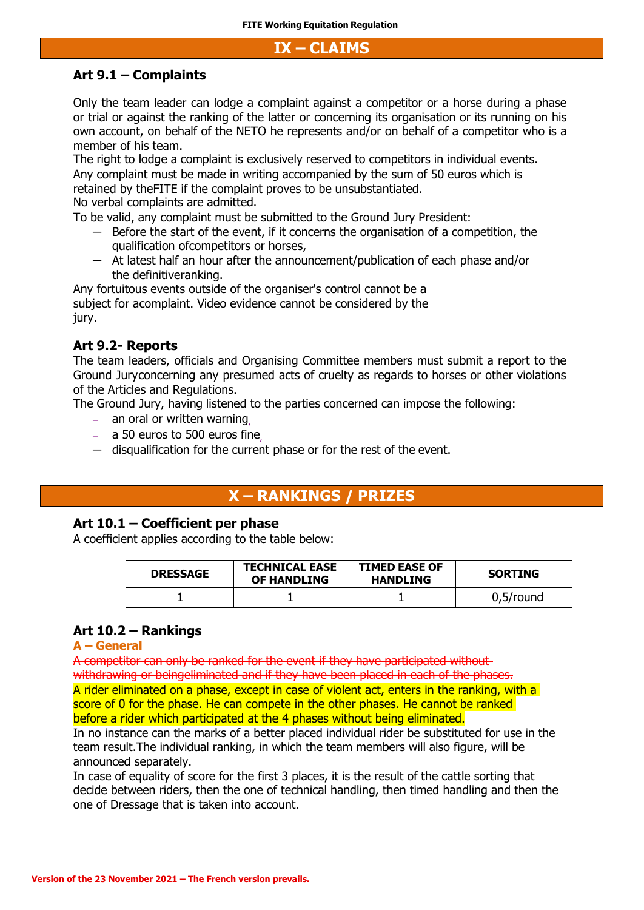# IX – CLAIMS

## Art 9.1 – Complaints

Only the team leader can lodge a complaint against a competitor or a horse during a phase or trial or against the ranking of the latter or concerning its organisation or its running on his own account, on behalf of the NETO he represents and/or on behalf of a competitor who is a member of his team.
The right to lodge a complaint is exclusively reserved to competitors in individual events.
Any complaint must be made in writing accompanied by the sum of 50 euros which is retained by theFITE if the complaint proves to be unsubstantiated.
No verbal complaints are admitted.
To be valid, any complaint must be submitted to the Ground Jury President:

- Before the start of the event, if it concerns the organisation of a competition, the qualification ofcompetitors or horses,
- At latest half an hour after the announcement/publication of each phase and/or the definitiveranking.

Any fortuitous events outside of the organiser's control cannot be a subject for acomplaint. Video evidence cannot be considered by the jury.

## Art 9.2- Reports

The team leaders, officials and Organising Committee members must submit a report to the Ground Juryconcerning any presumed acts of cruelty as regards to horses or other violations of the Articles and Regulations.
The Ground Jury, having listened to the parties concerned can impose the following:

- an oral or written warning,
- a 50 euros to 500 euros fine,
- disqualification for the current phase or for the rest of the event.

# X – RANKINGS / PRIZES

## Art 10.1 – Coefficient per phase

A coefficient applies according to the table below:

| DRESSAGE | TECHNICAL EASE OF HANDLING | TIMED EASE OF HANDLING | SORTING |
|---|---|---|---|
| 1 | 1 | 1 | 0,5/round |

## Art 10.2 – Rankings

### A – General

~~A competitor can only be ranked for the event if they have participated without withdrawing or beingeliminated and if they have been placed in each of the phases.~~

A rider eliminated on a phase, except in case of violent act, enters in the ranking, with a score of 0 for the phase. He can compete in the other phases. He cannot be ranked before a rider which participated at the 4 phases without being eliminated.

In no instance can the marks of a better placed individual rider be substituted for use in the team result.The individual ranking, in which the team members will also figure, will be announced separately.

In case of equality of score for the first 3 places, it is the result of the cattle sorting that decide between riders, then the one of technical handling, then timed handling and then the one of Dressage that is taken into account.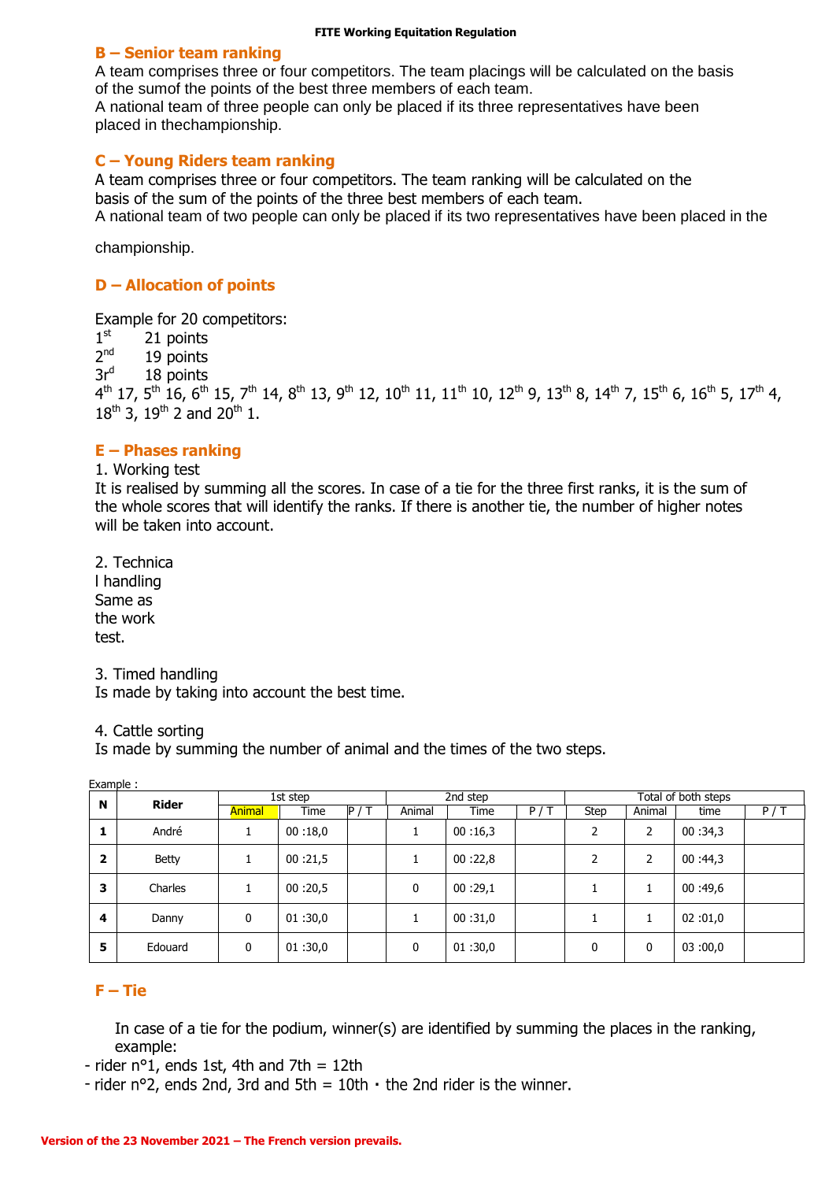## B – Senior team ranking

A team comprises three or four competitors. The team placings will be calculated on the basis of the sumof the points of the best three members of each team.

A national team of three people can only be placed if its three representatives have been placed in thechampionship.

## C – Young Riders team ranking

A team comprises three or four competitors. The team ranking will be calculated on the basis of the sum of the points of the three best members of each team.

A national team of two people can only be placed if its two representatives have been placed in the championship.

## D – Allocation of points

Example for 20 competitors:

1st 21 points

2nd 19 points

3rd 18 points

4th 17, 5th 16, 6th 15, 7th 14, 8th 13, 9th 12, 10th 11, 11th 10, 12th 9, 13th 8, 14th 7, 15th 6, 16th 5, 17th 4, 18th 3, 19th 2 and 20th 1.

## E – Phases ranking

1. Working test

It is realised by summing all the scores. In case of a tie for the three first ranks, it is the sum of the whole scores that will identify the ranks. If there is another tie, the number of higher notes will be taken into account.

2. Technical handling

Same as the work test.

3. Timed handling

Is made by taking into account the best time.

4. Cattle sorting

Is made by summing the number of animal and the times of the two steps.

Example :

| N | Rider | 1st step | | | 2nd step | | | Total of both steps | | | |
|---|---|---|---|---|---|---|---|---|---|---|---|
| | | Animal | Time | P / T | Animal | Time | P / T | Step | Animal | time | P / T |
| 1 | André | 1 | 00 :18,0 | | 1 | 00 :16,3 | | 2 | 2 | 00 :34,3 | |
| 2 | Betty | 1 | 00 :21,5 | | 1 | 00 :22,8 | | 2 | 2 | 00 :44,3 | |
| 3 | Charles | 1 | 00 :20,5 | | 0 | 00 :29,1 | | 1 | 1 | 00 :49,6 | |
| 4 | Danny | 0 | 01 :30,0 | | 1 | 00 :31,0 | | 1 | 1 | 02 :01,0 | |
| 5 | Edouard | 0 | 01 :30,0 | | 0 | 01 :30,0 | | 0 | 0 | 03 :00,0 | |

## F – Tie

In case of a tie for the podium, winner(s) are identified by summing the places in the ranking, example:

- rider n°1, ends 1st, 4th and 7th = 12th
- rider n°2, ends 2nd, 3rd and 5th = 10th ⋅ the 2nd rider is the winner.

Version of the 23 November 2021 – The French version prevails.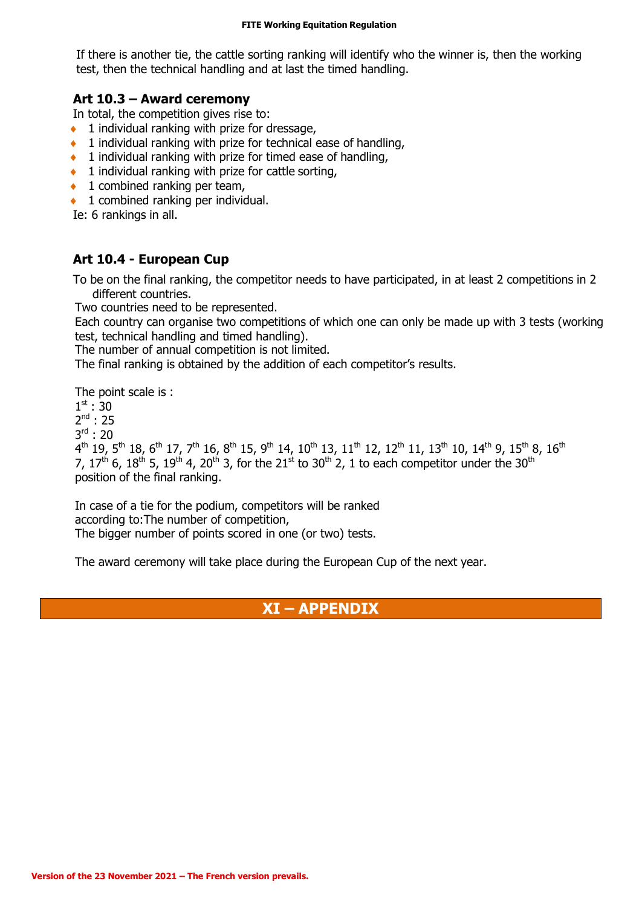If there is another tie, the cattle sorting ranking will identify who the winner is, then the working test, then the technical handling and at last the timed handling.

### Art 10.3 – Award ceremony

In total, the competition gives rise to:

- 1 individual ranking with prize for dressage,
- 1 individual ranking with prize for technical ease of handling,
- 1 individual ranking with prize for timed ease of handling,
- 1 individual ranking with prize for cattle sorting,
- 1 combined ranking per team,
- 1 combined ranking per individual.

Ie: 6 rankings in all.

### Art 10.4 - European Cup

To be on the final ranking, the competitor needs to have participated, in at least 2 competitions in 2 different countries.

Two countries need to be represented.

Each country can organise two competitions of which one can only be made up with 3 tests (working test, technical handling and timed handling).

The number of annual competition is not limited.

The final ranking is obtained by the addition of each competitor's results.

The point scale is :

1st : 30

2nd : 25

3rd : 20

4th 19, 5th 18, 6th 17, 7th 16, 8th 15, 9th 14, 10th 13, 11th 12, 12th 11, 13th 10, 14th 9, 15th 8, 16th 7, 17th 6, 18th 5, 19th 4, 20th 3, for the 21st to 30th 2, 1 to each competitor under the 30th position of the final ranking.

In case of a tie for the podium, competitors will be ranked according to:The number of competition,

The bigger number of points scored in one (or two) tests.

The award ceremony will take place during the European Cup of the next year.

## XI – APPENDIX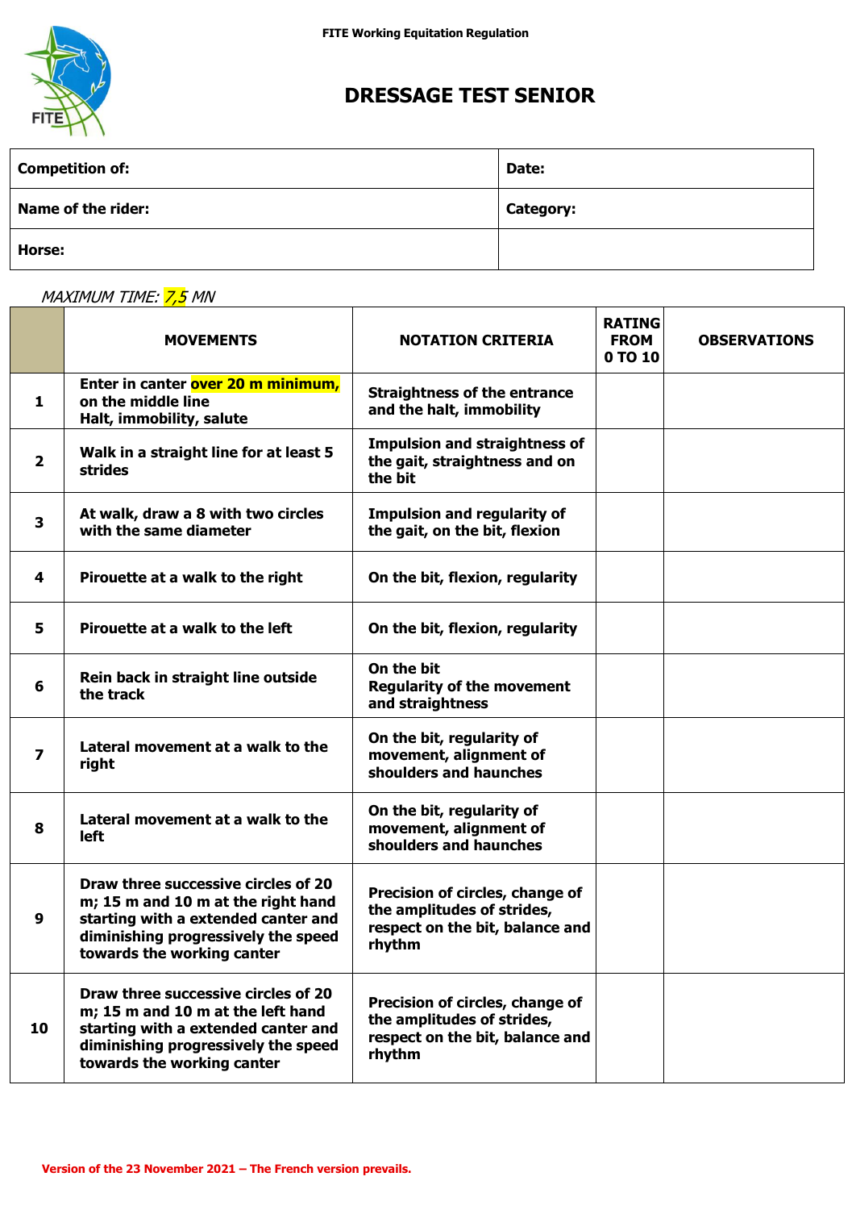# DRESSAGE TEST SENIOR

| Competition of: | Date: |
|---|---|
| Name of the rider: | Category: |
| Horse: | |

*MAXIMUM TIME: 7,5 MN*

| | MOVEMENTS | NOTATION CRITERIA | RATING FROM 0 TO 10 | OBSERVATIONS |
|---|---|---|---|---|
| 1 | Enter in canter over 20 m minimum, on the middle line<br>Halt, immobility, salute | Straightness of the entrance and the halt, immobility | | |
| 2 | Walk in a straight line for at least 5 strides | Impulsion and straightness of the gait, straightness and on the bit | | |
| 3 | At walk, draw a 8 with two circles with the same diameter | Impulsion and regularity of the gait, on the bit, flexion | | |
| 4 | Pirouette at a walk to the right | On the bit, flexion, regularity | | |
| 5 | Pirouette at a walk to the left | On the bit, flexion, regularity | | |
| 6 | Rein back in straight line outside the track | On the bit<br>Regularity of the movement and straightness | | |
| 7 | Lateral movement at a walk to the right | On the bit, regularity of movement, alignment of shoulders and haunches | | |
| 8 | Lateral movement at a walk to the left | On the bit, regularity of movement, alignment of shoulders and haunches | | |
| 9 | Draw three successive circles of 20 m; 15 m and 10 m at the right hand starting with a extended canter and diminishing progressively the speed towards the working canter | Precision of circles, change of the amplitudes of strides, respect on the bit, balance and rhythm | | |
| 10 | Draw three successive circles of 20 m; 15 m and 10 m at the left hand starting with a extended canter and diminishing progressively the speed towards the working canter | Precision of circles, change of the amplitudes of strides, respect on the bit, balance and rhythm | | |

Version of the 23 November 2021 – The French version prevails.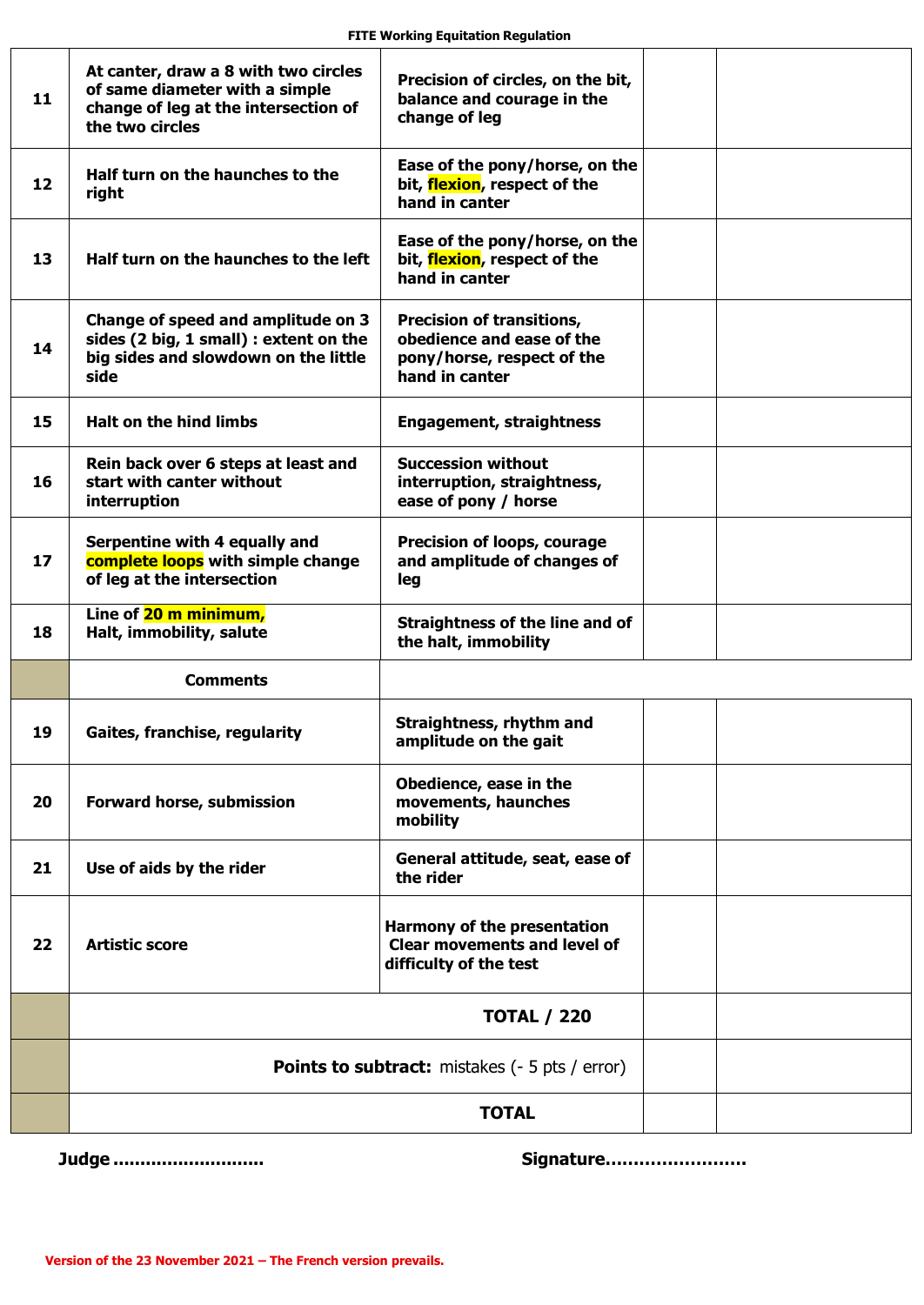| | | | | |
|---|---|---|---|---|
| **11** | **At canter, draw a 8 with two circles of same diameter with a simple change of leg at the intersection of the two circles** | **Precision of circles, on the bit, balance and courage in the change of leg** | | |
| **12** | **Half turn on the haunches to the right** | **Ease of the pony/horse, on the bit, flexion, respect of the hand in canter** | | |
| **13** | **Half turn on the haunches to the left** | **Ease of the pony/horse, on the bit, flexion, respect of the hand in canter** | | |
| **14** | **Change of speed and amplitude on 3 sides (2 big, 1 small) : extent on the big sides and slowdown on the little side** | **Precision of transitions, obedience and ease of the pony/horse, respect of the hand in canter** | | |
| **15** | **Halt on the hind limbs** | **Engagement, straightness** | | |
| **16** | **Rein back over 6 steps at least and start with canter without interruption** | **Succession without interruption, straightness, ease of pony / horse** | | |
| **17** | **Serpentine with 4 equally and complete loops with simple change of leg at the intersection** | **Precision of loops, courage and amplitude of changes of leg** | | |
| **18** | **Line of 20 m minimum, Halt, immobility, salute** | **Straightness of the line and of the halt, immobility** | | |
| | **Comments** | | | |
| **19** | **Gaites, franchise, regularity** | **Straightness, rhythm and amplitude on the gait** | | |
| **20** | **Forward horse, submission** | **Obedience, ease in the movements, haunches mobility** | | |
| **21** | **Use of aids by the rider** | **General attitude, seat, ease of the rider** | | |
| **22** | **Artistic score** | **Harmony of the presentation Clear movements and level of difficulty of the test** | | |
| | **TOTAL / 220** | | | |
| | **Points to subtract:** mistakes (- 5 pts / error) | | | |
| | **TOTAL** | | | |

**Judge ..........................** **Signature........................**

**Version of the 23 November 2021 – The French version prevails.**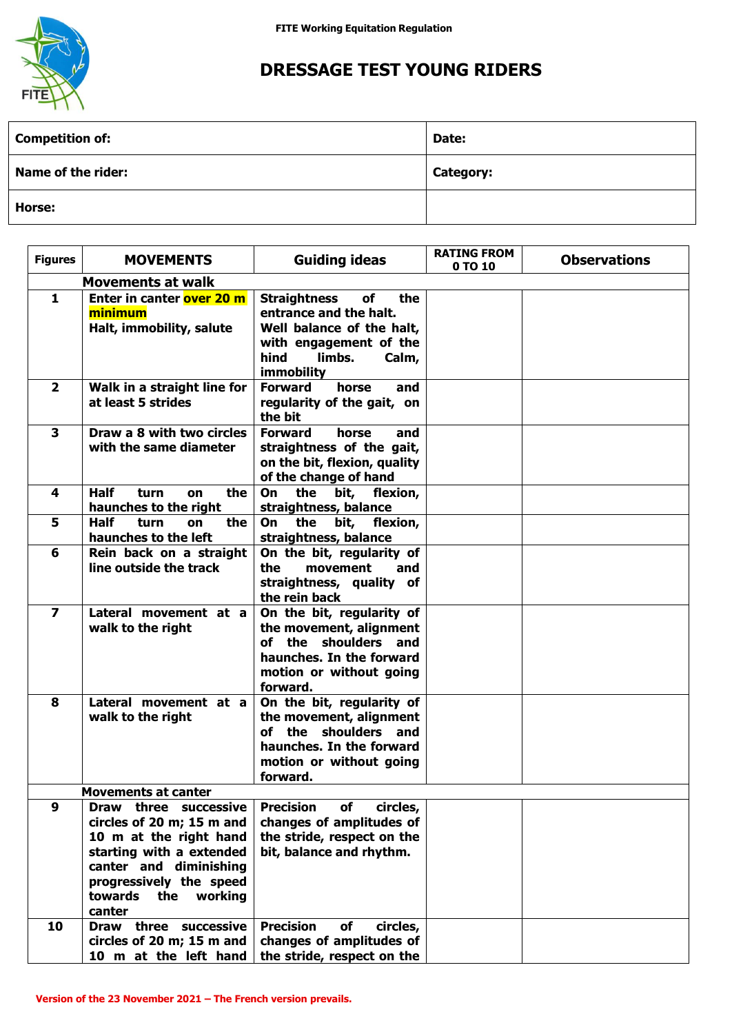FITE Working Equitation Regulation

# DRESSAGE TEST YOUNG RIDERS

| Competition of: | Date: |
|---|---|
| Name of the rider: | Category: |
| Horse: | |

| Figures | MOVEMENTS | Guiding ideas | RATING FROM 0 TO 10 | Observations |
|---|---|---|---|---|
| | **Movements at walk** | | | |
| 1 | Enter in canter over 20 m minimum<br>Halt, immobility, salute | Straightness of the entrance and the halt. Well balance of the halt, with engagement of the hind limbs. Calm, immobility | | |
| 2 | Walk in a straight line for at least 5 strides | Forward horse and regularity of the gait, on the bit | | |
| 3 | Draw a 8 with two circles with the same diameter | Forward horse and straightness of the gait, on the bit, flexion, quality of the change of hand | | |
| 4 | Half turn on the haunches to the right | On the bit, flexion, straightness, balance | | |
| 5 | Half turn on the haunches to the left | On the bit, flexion, straightness, balance | | |
| 6 | Rein back on a straight line outside the track | On the bit, regularity of the movement and straightness, quality of the rein back | | |
| 7 | Lateral movement at a walk to the right | On the bit, regularity of the movement, alignment of the shoulders and haunches. In the forward motion or without going forward. | | |
| 8 | Lateral movement at a walk to the right | On the bit, regularity of the movement, alignment of the shoulders and haunches. In the forward motion or without going forward. | | |
| | **Movements at canter** | | | |
| 9 | Draw three successive circles of 20 m; 15 m and 10 m at the right hand starting with a extended canter and diminishing progressively the speed towards the working canter | Precision of circles, changes of amplitudes of the stride, respect on the bit, balance and rhythm. | | |
| 10 | Draw three successive circles of 20 m; 15 m and 10 m at the left hand | Precision of circles, changes of amplitudes of the stride, respect on the | | |

Version of the 23 November 2021 – The French version prevails.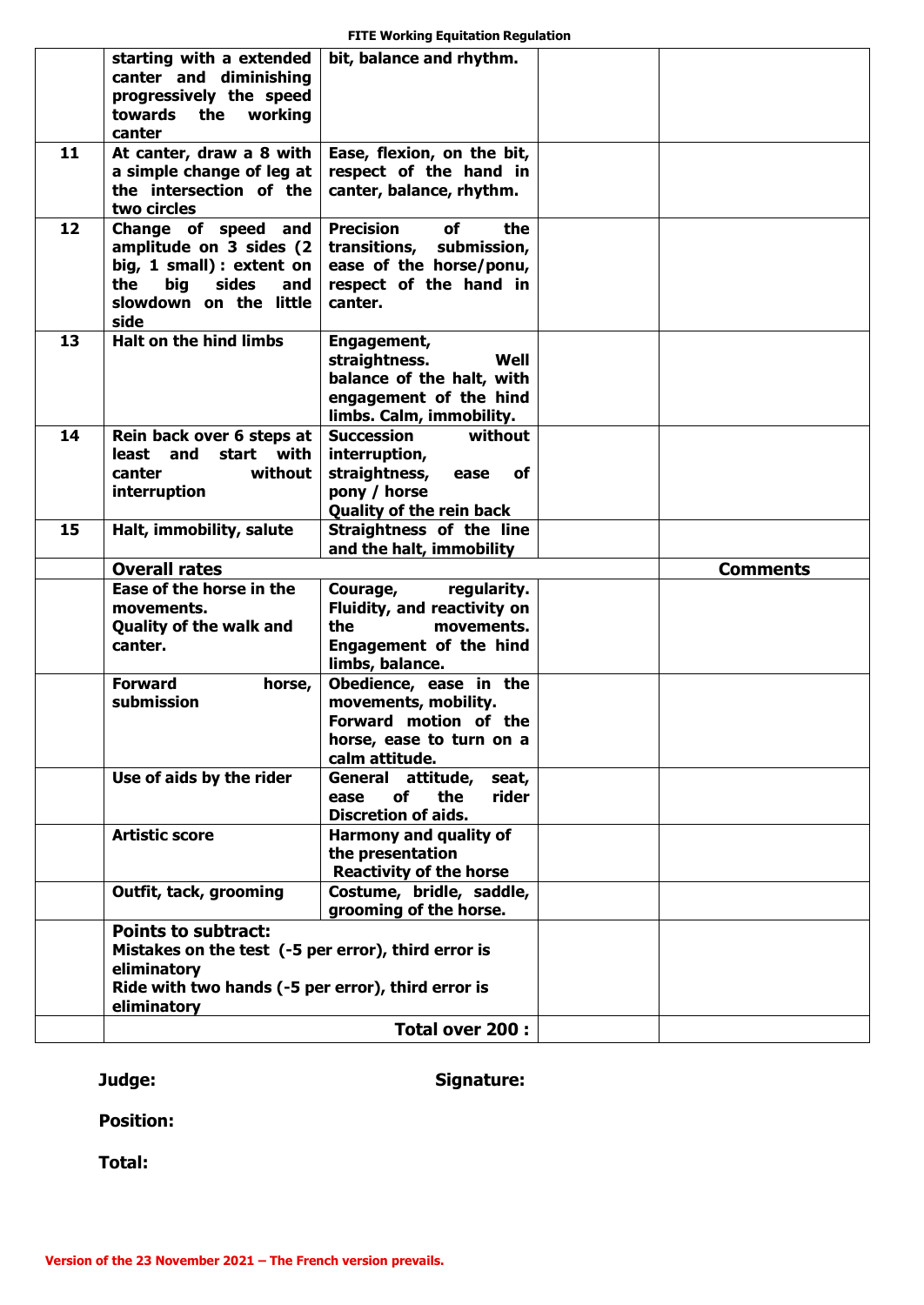| | | | | |
|---|---|---|---|---|
| | **starting with a extended canter and diminishing progressively the speed towards the working canter** | **bit, balance and rhythm.** | | |
| **11** | **At canter, draw a 8 with a simple change of leg at the intersection of the two circles** | **Ease, flexion, on the bit, respect of the hand in canter, balance, rhythm.** | | |
| **12** | **Change of speed and amplitude on 3 sides (2 big, 1 small) : extent on the big sides and slowdown on the little side** | **Precision of the transitions, submission, ease of the horse/ponu, respect of the hand in canter.** | | |
| **13** | **Halt on the hind limbs** | **Engagement, straightness. Well balance of the halt, with engagement of the hind limbs. Calm, immobility.** | | |
| **14** | **Rein back over 6 steps at least and start with canter without interruption** | **Succession without interruption, straightness, ease of pony / horse Quality of the rein back** | | |
| **15** | **Halt, immobility, salute** | **Straightness of the line and the halt, immobility** | | |
| | **Overall rates** | | | **Comments** |
| | **Ease of the horse in the movements. Quality of the walk and canter.** | **Courage, regularity. Fluidity, and reactivity on the movements. Engagement of the hind limbs, balance.** | | |
| | **Forward horse, submission** | **Obedience, ease in the movements, mobility. Forward motion of the horse, ease to turn on a calm attitude.** | | |
| | **Use of aids by the rider** | **General attitude, seat, ease of the rider Discretion of aids.** | | |
| | **Artistic score** | **Harmony and quality of the presentation Reactivity of the horse** | | |
| | **Outfit, tack, grooming** | **Costume, bridle, saddle, grooming of the horse.** | | |
| | **Points to subtract: Mistakes on the test (-5 per error), third error is eliminatory Ride with two hands (-5 per error), third error is eliminatory** | | | |
| | | **Total over 200 :** | | |

**Judge:** **Signature:**

**Position:**

**Total:**

Version of the 23 November 2021 – The French version prevails.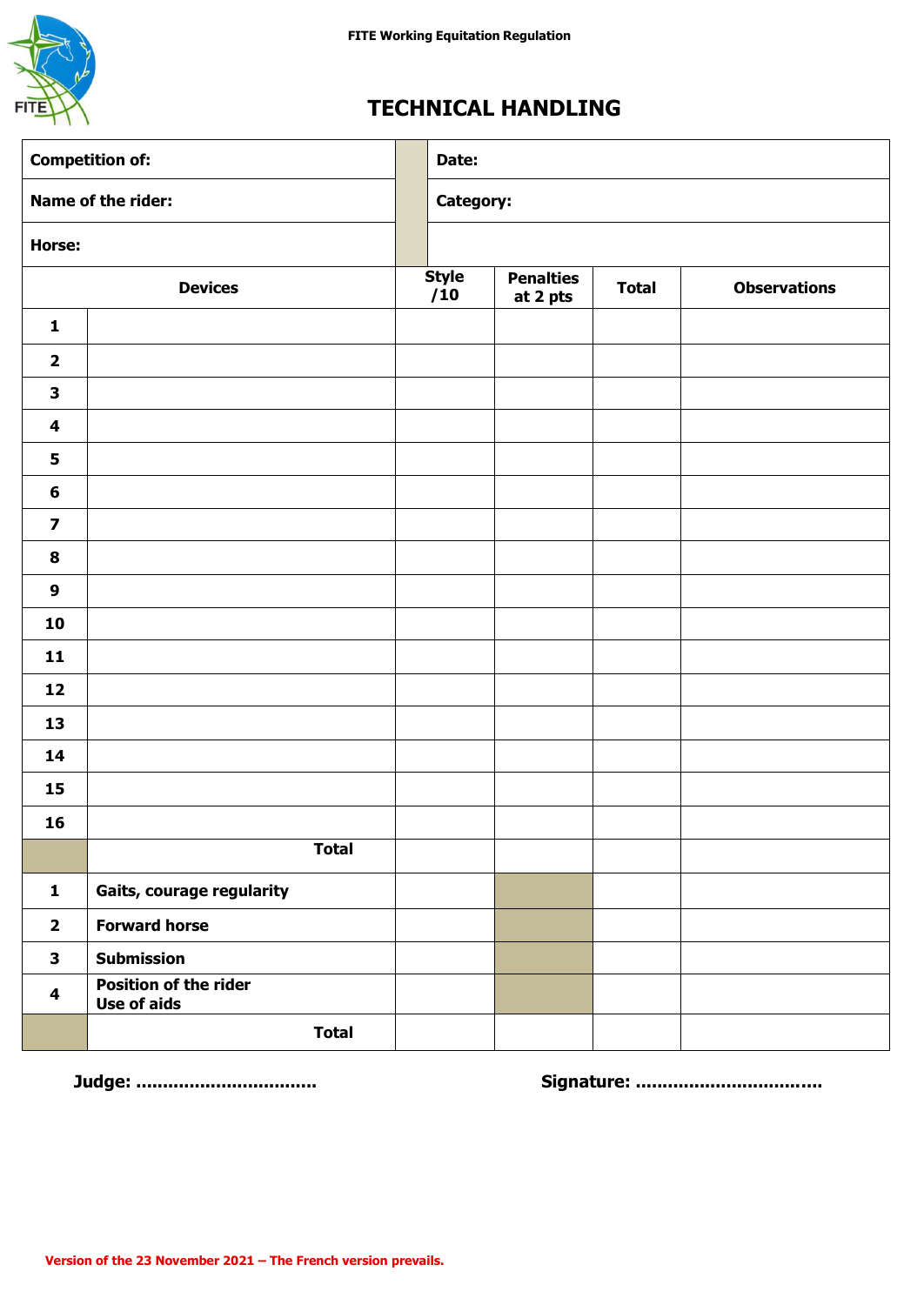# TECHNICAL HANDLING

| | | | | | | |
|---|---|---|---|---|---|---|
| **Competition of:** | | | **Date:** | | | |
| **Name of the rider:** | | | **Category:** | | | |
| **Horse:** | | | | | | |
| **Devices** | | **Style /10** | **Penalties at 2 pts** | **Total** | **Observations** | |
| **1** | | | | | | |
| **2** | | | | | | |
| **3** | | | | | | |
| **4** | | | | | | |
| **5** | | | | | | |
| **6** | | | | | | |
| **7** | | | | | | |
| **8** | | | | | | |
| **9** | | | | | | |
| **10** | | | | | | |
| **11** | | | | | | |
| **12** | | | | | | |
| **13** | | | | | | |
| **14** | | | | | | |
| **15** | | | | | | |
| **16** | | | | | | |
| | **Total** | | | | | |
| **1** | **Gaits, courage regularity** | | | | | |
| **2** | **Forward horse** | | | | | |
| **3** | **Submission** | | | | | |
| **4** | **Position of the rider**<br>**Use of aids** | | | | | |
| | **Total** | | | | | |

**Judge: ……………………………**  **Signature: ……………………………**

**Version of the 23 November 2021 – The French version prevails.**